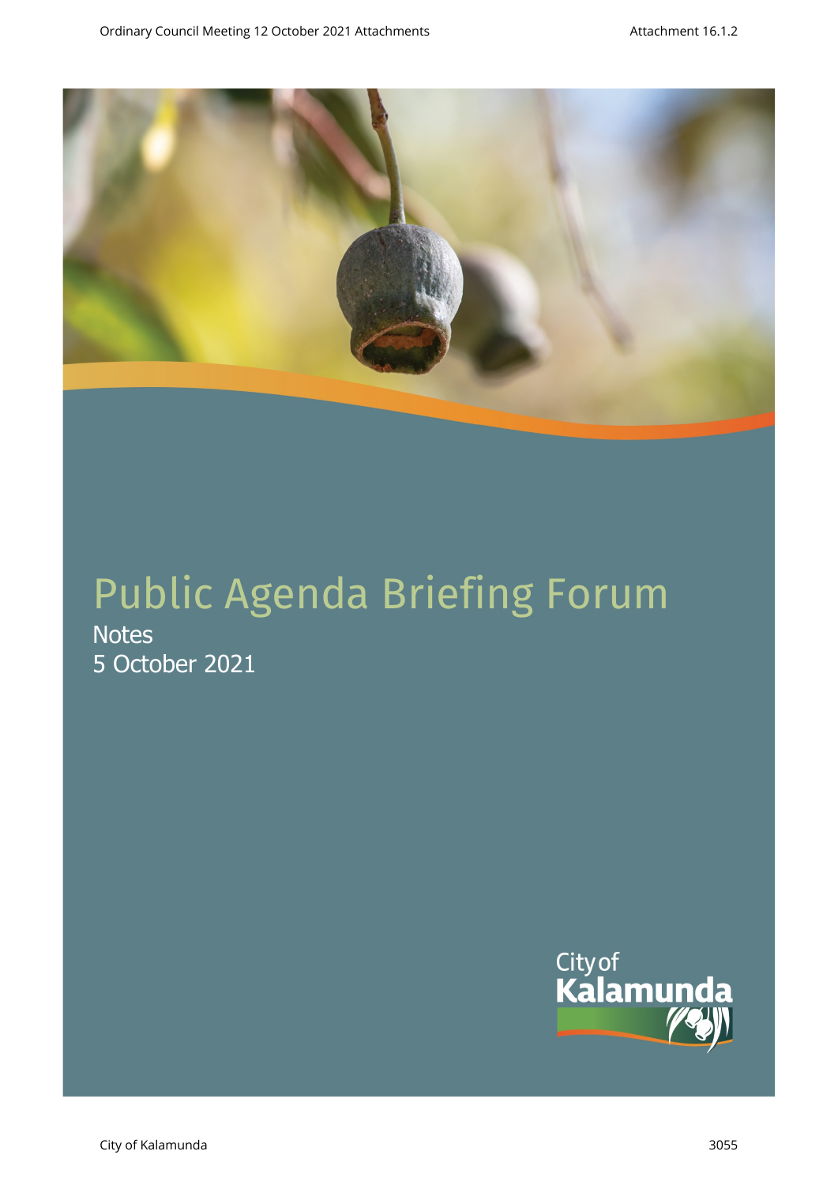# Public Agenda Briefing Forum

Notes
5 October 2021

City of Kalamunda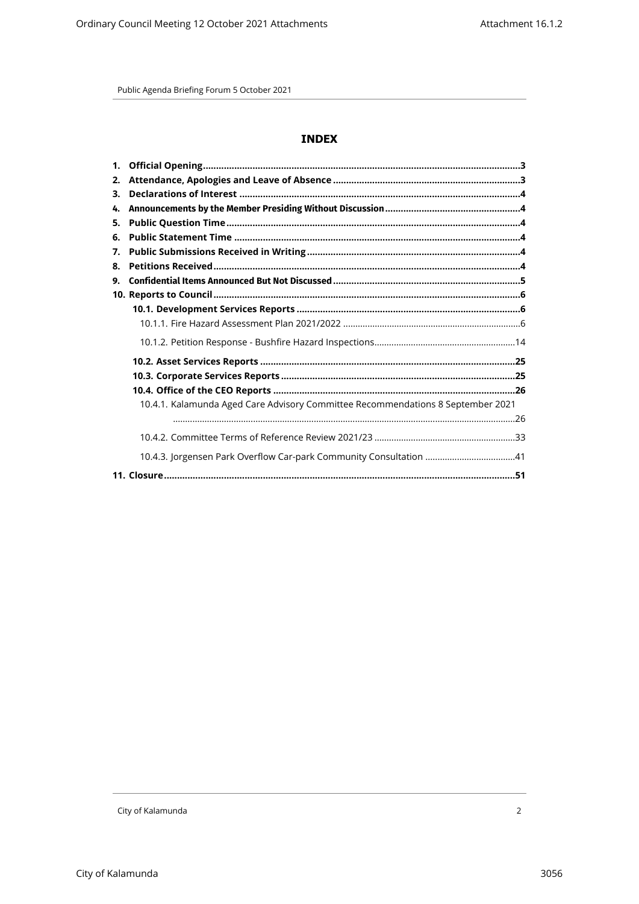# INDEX

1. **Official Opening** .......... 3
2. **Attendance, Apologies and Leave of Absence** .......... 3
3. **Declarations of Interest** .......... 4
4. **Announcements by the Member Presiding Without Discussion** .......... 4
5. **Public Question Time** .......... 4
6. **Public Statement Time** .......... 4
7. **Public Submissions Received in Writing** .......... 4
8. **Petitions Received** .......... 4
9. **Confidential Items Announced But Not Discussed** .......... 5
10. **Reports to Council** .......... 6
    - **10.1. Development Services Reports** .......... 6
        - 10.1.1. Fire Hazard Assessment Plan 2021/2022 .......... 6
        - 10.1.2. Petition Response - Bushfire Hazard Inspections .......... 14
    - **10.2. Asset Services Reports** .......... 25
    - **10.3. Corporate Services Reports** .......... 25
    - **10.4. Office of the CEO Reports** .......... 26
        - 10.4.1. Kalamunda Aged Care Advisory Committee Recommendations 8 September 2021 .......... 26
        - 10.4.2. Committee Terms of Reference Review 2021/23 .......... 33
        - 10.4.3. Jorgensen Park Overflow Car-park Community Consultation .......... 41
11. **Closure** .......... 51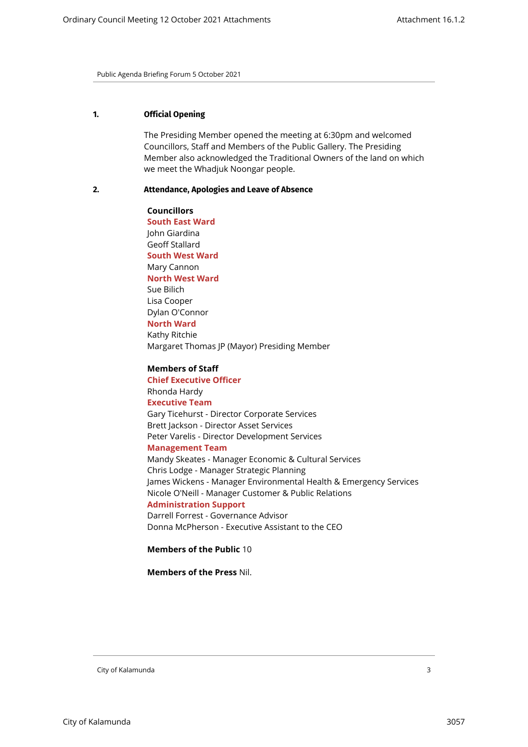## 1. Official Opening

The Presiding Member opened the meeting at 6:30pm and welcomed Councillors, Staff and Members of the Public Gallery. The Presiding Member also acknowledged the Traditional Owners of the land on which we meet the Whadjuk Noongar people.

## 2. Attendance, Apologies and Leave of Absence

**Councillors**

**South East Ward**
John Giardina
Geoff Stallard

**South West Ward**
Mary Cannon

**North West Ward**
Sue Bilich
Lisa Cooper
Dylan O'Connor

**North Ward**
Kathy Ritchie
Margaret Thomas JP (Mayor) Presiding Member

**Members of Staff**

**Chief Executive Officer**
Rhonda Hardy

**Executive Team**
Gary Ticehurst - Director Corporate Services
Brett Jackson - Director Asset Services
Peter Varelis - Director Development Services

**Management Team**
Mandy Skeates - Manager Economic & Cultural Services
Chris Lodge - Manager Strategic Planning
James Wickens - Manager Environmental Health & Emergency Services
Nicole O'Neill - Manager Customer & Public Relations

**Administration Support**
Darrell Forrest - Governance Advisor
Donna McPherson - Executive Assistant to the CEO

**Members of the Public** 10

**Members of the Press** Nil.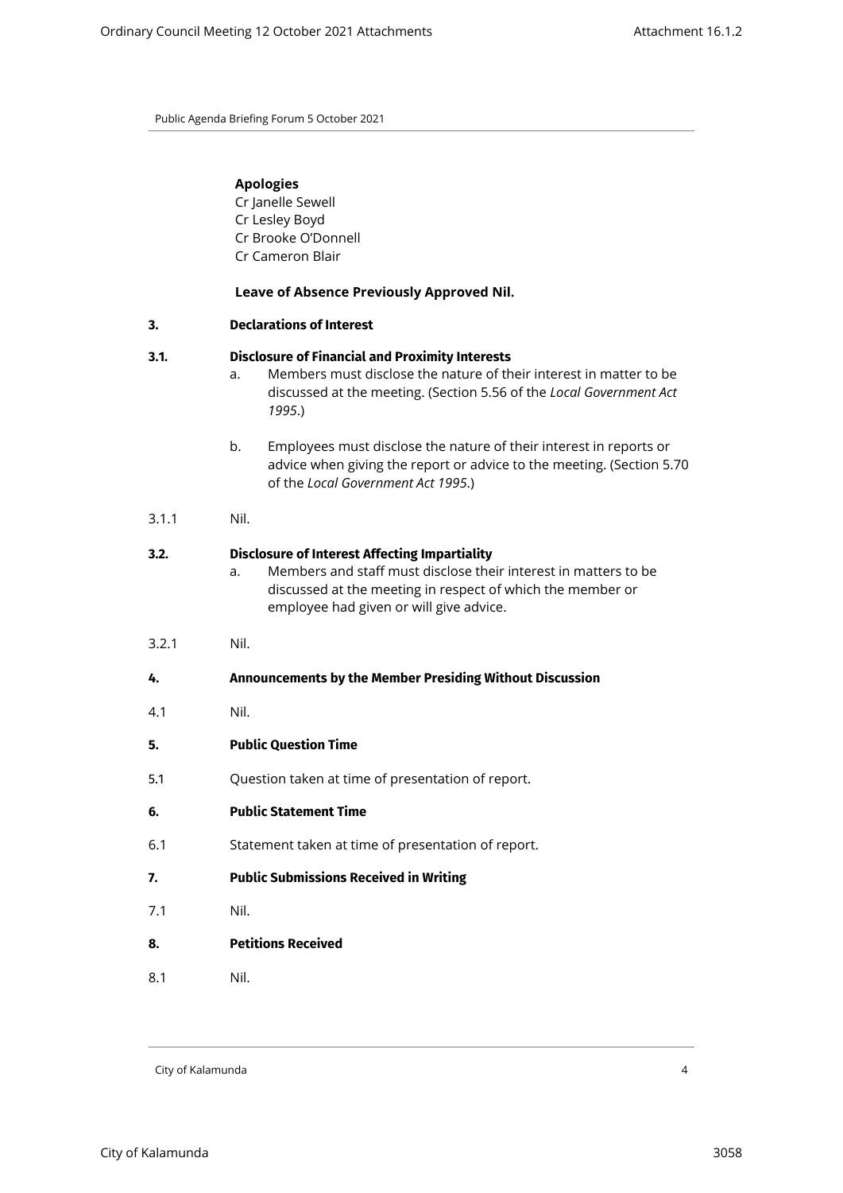**Apologies**
Cr Janelle Sewell
Cr Lesley Boyd
Cr Brooke O'Donnell
Cr Cameron Blair

**Leave of Absence Previously Approved Nil.**

## 3. Declarations of Interest

### 3.1. Disclosure of Financial and Proximity Interests

a. Members must disclose the nature of their interest in matter to be discussed at the meeting. (Section 5.56 of the *Local Government Act 1995*.)

b. Employees must disclose the nature of their interest in reports or advice when giving the report or advice to the meeting. (Section 5.70 of the *Local Government Act 1995*.)

3.1.1 Nil.

### 3.2. Disclosure of Interest Affecting Impartiality

a. Members and staff must disclose their interest in matters to be discussed at the meeting in respect of which the member or employee had given or will give advice.

3.2.1 Nil.

## 4. Announcements by the Member Presiding Without Discussion

4.1 Nil.

## 5. Public Question Time

5.1 Question taken at time of presentation of report.

## 6. Public Statement Time

6.1 Statement taken at time of presentation of report.

## 7. Public Submissions Received in Writing

7.1 Nil.

## 8. Petitions Received

8.1 Nil.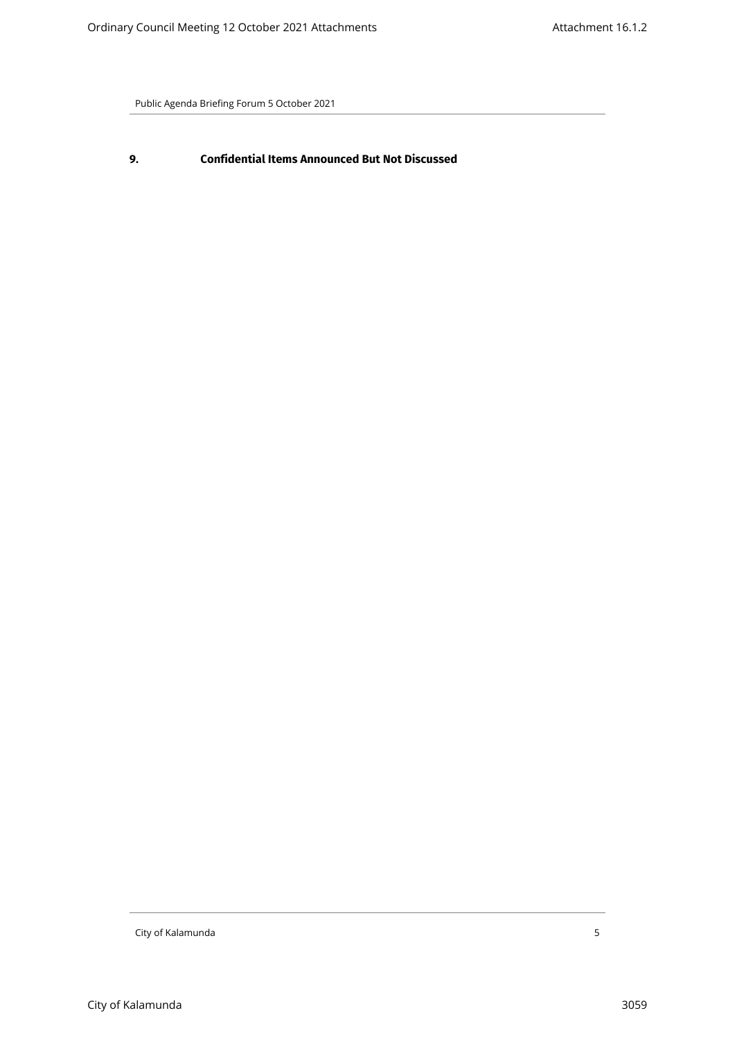## 9. Confidential Items Announced But Not Discussed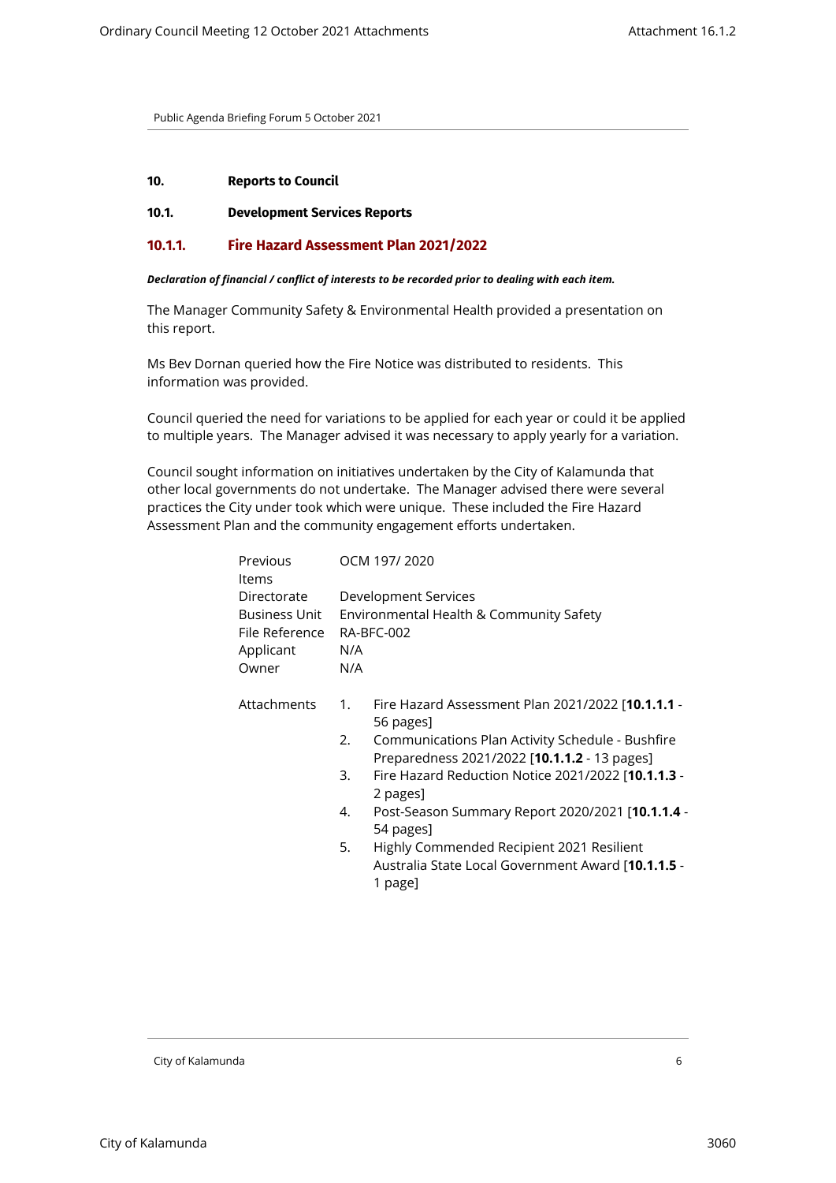Public Agenda Briefing Forum 5 October 2021

**10. Reports to Council**

**10.1. Development Services Reports**

## 10.1.1. Fire Hazard Assessment Plan 2021/2022

***Declaration of financial / conflict of interests to be recorded prior to dealing with each item.***

The Manager Community Safety & Environmental Health provided a presentation on this report.

Ms Bev Dornan queried how the Fire Notice was distributed to residents. This information was provided.

Council queried the need for variations to be applied for each year or could it be applied to multiple years. The Manager advised it was necessary to apply yearly for a variation.

Council sought information on initiatives undertaken by the City of Kalamunda that other local governments do not undertake. The Manager advised there were several practices the City under took which were unique. These included the Fire Hazard Assessment Plan and the community engagement efforts undertaken.

| | |
|---|---|
| Previous Items | OCM 197/ 2020 |
| Directorate | Development Services |
| Business Unit | Environmental Health & Community Safety |
| File Reference | RA-BFC-002 |
| Applicant | N/A |
| Owner | N/A |

Attachments

1. Fire Hazard Assessment Plan 2021/2022 [**10.1.1.1** - 56 pages]
2. Communications Plan Activity Schedule - Bushfire Preparedness 2021/2022 [**10.1.1.2** - 13 pages]
3. Fire Hazard Reduction Notice 2021/2022 [**10.1.1.3** - 2 pages]
4. Post-Season Summary Report 2020/2021 [**10.1.1.4** - 54 pages]
5. Highly Commended Recipient 2021 Resilient Australia State Local Government Award [**10.1.1.5** - 1 page]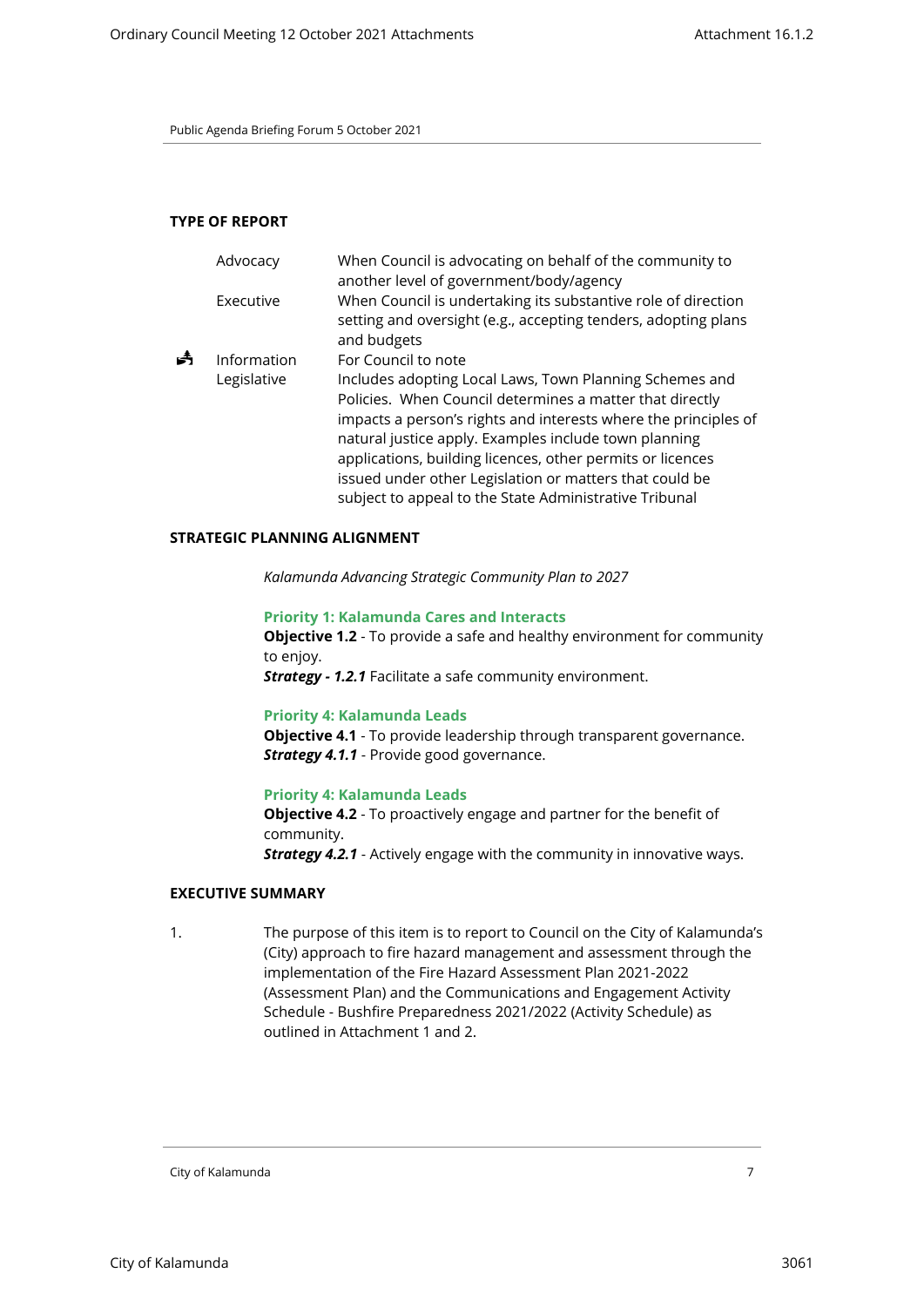Public Agenda Briefing Forum 5 October 2021

**TYPE OF REPORT**

| | | |
|---|---|---|
| | Advocacy | When Council is advocating on behalf of the community to another level of government/body/agency |
| | Executive | When Council is undertaking its substantive role of direction setting and oversight (e.g., accepting tenders, adopting plans and budgets |
| ✓ | Information | For Council to note |
| | Legislative | Includes adopting Local Laws, Town Planning Schemes and Policies. When Council determines a matter that directly impacts a person's rights and interests where the principles of natural justice apply. Examples include town planning applications, building licences, other permits or licences issued under other Legislation or matters that could be subject to appeal to the State Administrative Tribunal |

**STRATEGIC PLANNING ALIGNMENT**

*Kalamunda Advancing Strategic Community Plan to 2027*

**Priority 1: Kalamunda Cares and Interacts**
**Objective 1.2** - To provide a safe and healthy environment for community to enjoy.
***Strategy - 1.2.1*** Facilitate a safe community environment.

**Priority 4: Kalamunda Leads**
**Objective 4.1** - To provide leadership through transparent governance.
***Strategy 4.1.1*** - Provide good governance.

**Priority 4: Kalamunda Leads**
**Objective 4.2** - To proactively engage and partner for the benefit of community.
***Strategy 4.2.1*** - Actively engage with the community in innovative ways.

**EXECUTIVE SUMMARY**

1. The purpose of this item is to report to Council on the City of Kalamunda's (City) approach to fire hazard management and assessment through the implementation of the Fire Hazard Assessment Plan 2021-2022 (Assessment Plan) and the Communications and Engagement Activity Schedule - Bushfire Preparedness 2021/2022 (Activity Schedule) as outlined in Attachment 1 and 2.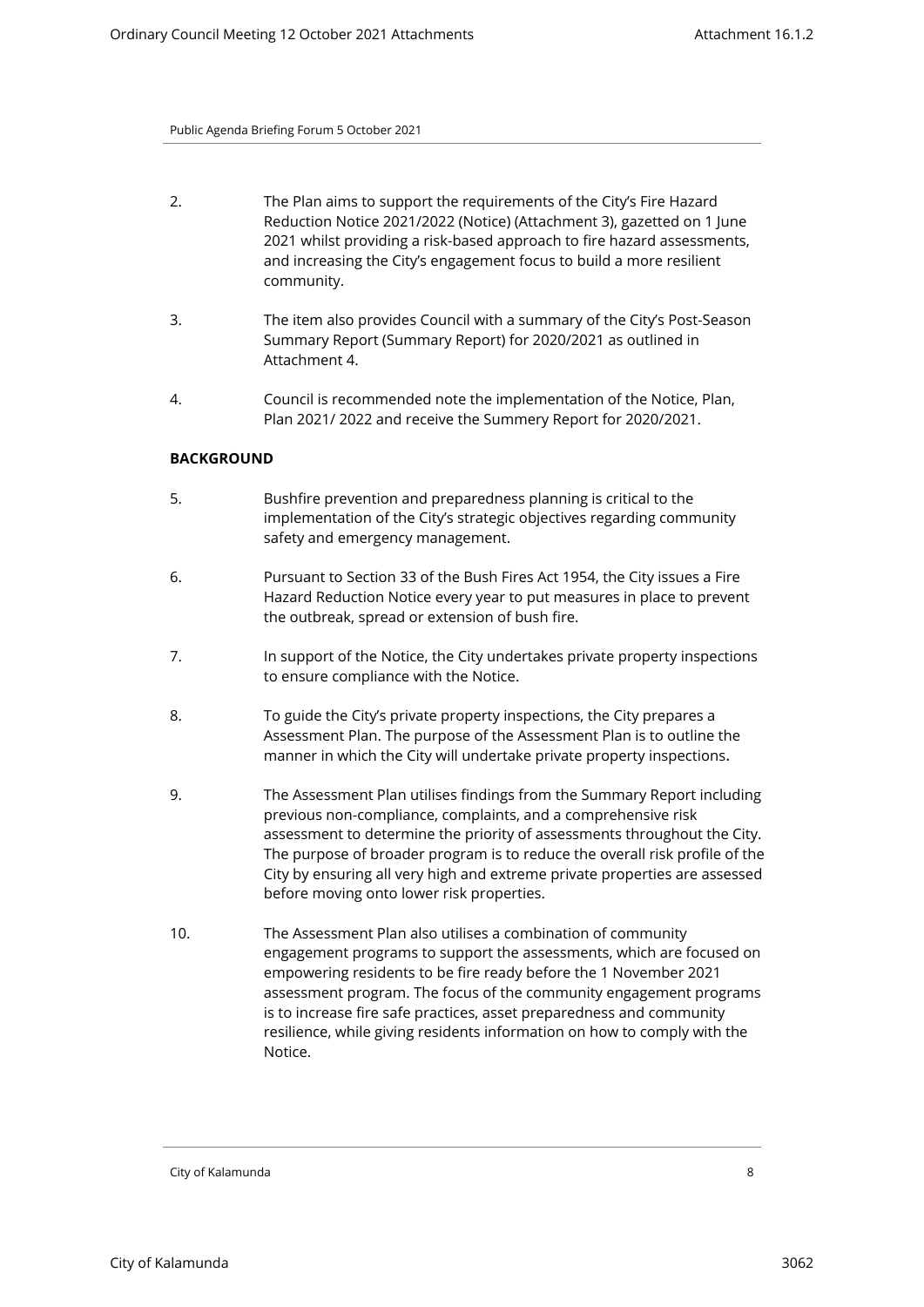2. The Plan aims to support the requirements of the City's Fire Hazard Reduction Notice 2021/2022 (Notice) (Attachment 3), gazetted on 1 June 2021 whilst providing a risk-based approach to fire hazard assessments, and increasing the City's engagement focus to build a more resilient community.

3. The item also provides Council with a summary of the City's Post-Season Summary Report (Summary Report) for 2020/2021 as outlined in Attachment 4.

4. Council is recommended note the implementation of the Notice, Plan, Plan 2021/ 2022 and receive the Summery Report for 2020/2021.

**BACKGROUND**

5. Bushfire prevention and preparedness planning is critical to the implementation of the City's strategic objectives regarding community safety and emergency management.

6. Pursuant to Section 33 of the Bush Fires Act 1954, the City issues a Fire Hazard Reduction Notice every year to put measures in place to prevent the outbreak, spread or extension of bush fire.

7. In support of the Notice, the City undertakes private property inspections to ensure compliance with the Notice.

8. To guide the City's private property inspections, the City prepares a Assessment Plan. The purpose of the Assessment Plan is to outline the manner in which the City will undertake private property inspections.

9. The Assessment Plan utilises findings from the Summary Report including previous non-compliance, complaints, and a comprehensive risk assessment to determine the priority of assessments throughout the City. The purpose of broader program is to reduce the overall risk profile of the City by ensuring all very high and extreme private properties are assessed before moving onto lower risk properties.

10. The Assessment Plan also utilises a combination of community engagement programs to support the assessments, which are focused on empowering residents to be fire ready before the 1 November 2021 assessment program. The focus of the community engagement programs is to increase fire safe practices, asset preparedness and community resilience, while giving residents information on how to comply with the Notice.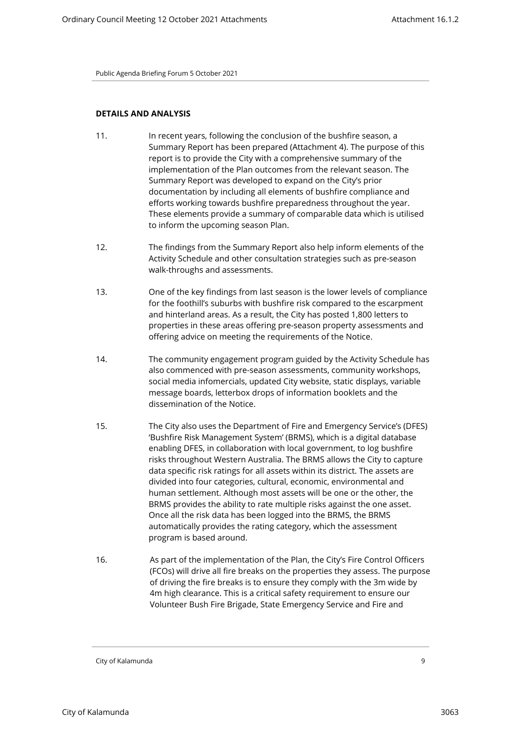**DETAILS AND ANALYSIS**

11. In recent years, following the conclusion of the bushfire season, a Summary Report has been prepared (Attachment 4). The purpose of this report is to provide the City with a comprehensive summary of the implementation of the Plan outcomes from the relevant season. The Summary Report was developed to expand on the City's prior documentation by including all elements of bushfire compliance and efforts working towards bushfire preparedness throughout the year. These elements provide a summary of comparable data which is utilised to inform the upcoming season Plan.

12. The findings from the Summary Report also help inform elements of the Activity Schedule and other consultation strategies such as pre-season walk-throughs and assessments.

13. One of the key findings from last season is the lower levels of compliance for the foothill's suburbs with bushfire risk compared to the escarpment and hinterland areas. As a result, the City has posted 1,800 letters to properties in these areas offering pre-season property assessments and offering advice on meeting the requirements of the Notice.

14. The community engagement program guided by the Activity Schedule has also commenced with pre-season assessments, community workshops, social media infomercials, updated City website, static displays, variable message boards, letterbox drops of information booklets and the dissemination of the Notice.

15. The City also uses the Department of Fire and Emergency Service's (DFES) 'Bushfire Risk Management System' (BRMS), which is a digital database enabling DFES, in collaboration with local government, to log bushfire risks throughout Western Australia. The BRMS allows the City to capture data specific risk ratings for all assets within its district. The assets are divided into four categories, cultural, economic, environmental and human settlement. Although most assets will be one or the other, the BRMS provides the ability to rate multiple risks against the one asset. Once all the risk data has been logged into the BRMS, the BRMS automatically provides the rating category, which the assessment program is based around.

16. As part of the implementation of the Plan, the City's Fire Control Officers (FCOs) will drive all fire breaks on the properties they assess. The purpose of driving the fire breaks is to ensure they comply with the 3m wide by 4m high clearance. This is a critical safety requirement to ensure our Volunteer Bush Fire Brigade, State Emergency Service and Fire and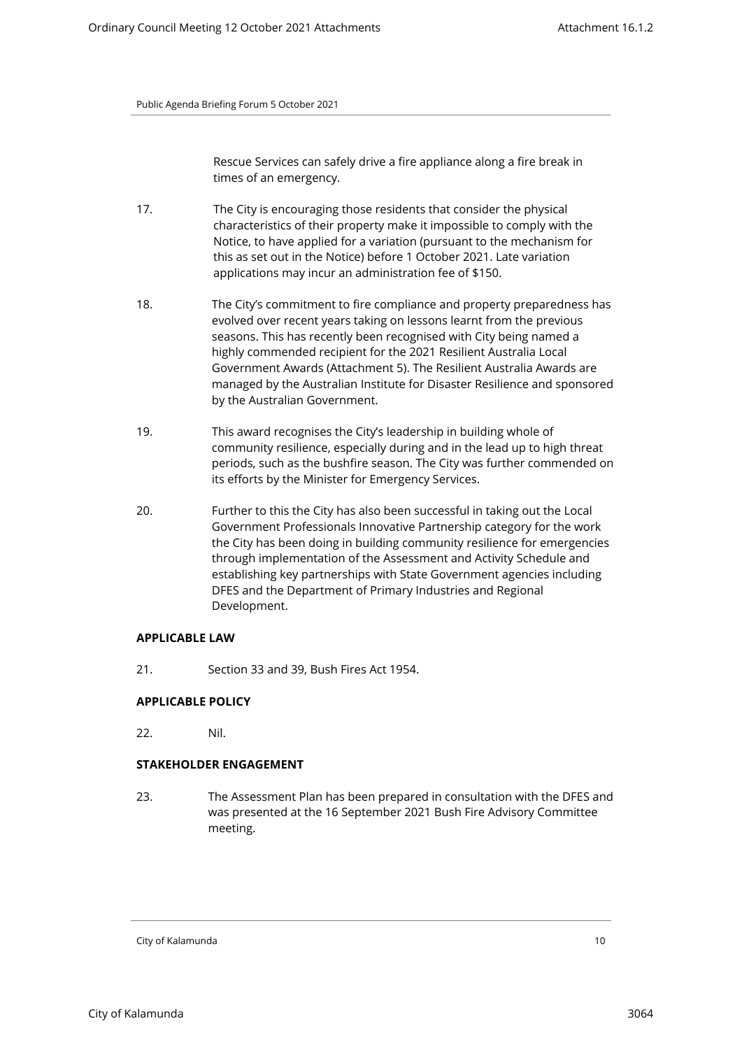Rescue Services can safely drive a fire appliance along a fire break in times of an emergency.

17. The City is encouraging those residents that consider the physical characteristics of their property make it impossible to comply with the Notice, to have applied for a variation (pursuant to the mechanism for this as set out in the Notice) before 1 October 2021. Late variation applications may incur an administration fee of $150.

18. The City's commitment to fire compliance and property preparedness has evolved over recent years taking on lessons learnt from the previous seasons. This has recently been recognised with City being named a highly commended recipient for the 2021 Resilient Australia Local Government Awards (Attachment 5). The Resilient Australia Awards are managed by the Australian Institute for Disaster Resilience and sponsored by the Australian Government.

19. This award recognises the City's leadership in building whole of community resilience, especially during and in the lead up to high threat periods, such as the bushfire season. The City was further commended on its efforts by the Minister for Emergency Services.

20. Further to this the City has also been successful in taking out the Local Government Professionals Innovative Partnership category for the work the City has been doing in building community resilience for emergencies through implementation of the Assessment and Activity Schedule and establishing key partnerships with State Government agencies including DFES and the Department of Primary Industries and Regional Development.

**APPLICABLE LAW**

21. Section 33 and 39, Bush Fires Act 1954.

**APPLICABLE POLICY**

22. Nil.

**STAKEHOLDER ENGAGEMENT**

23. The Assessment Plan has been prepared in consultation with the DFES and was presented at the 16 September 2021 Bush Fire Advisory Committee meeting.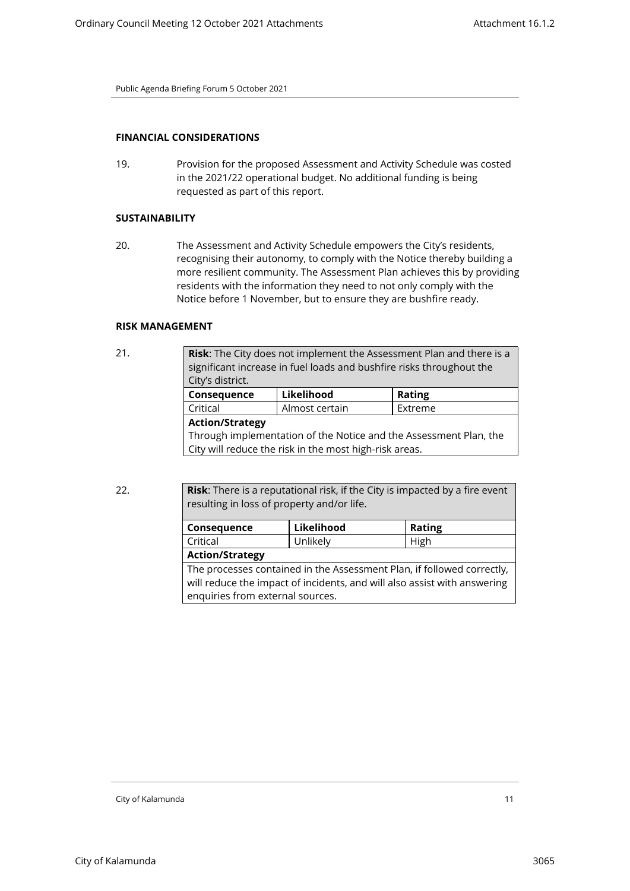## FINANCIAL CONSIDERATIONS

19. Provision for the proposed Assessment and Activity Schedule was costed in the 2021/22 operational budget. No additional funding is being requested as part of this report.

## SUSTAINABILITY

20. The Assessment and Activity Schedule empowers the City's residents, recognising their autonomy, to comply with the Notice thereby building a more resilient community. The Assessment Plan achieves this by providing residents with the information they need to not only comply with the Notice before 1 November, but to ensure they are bushfire ready.

## RISK MANAGEMENT

21.

| **Risk**: The City does not implement the Assessment Plan and there is a significant increase in fuel loads and bushfire risks throughout the City's district. | | |
|---|---|---|
| **Consequence** | **Likelihood** | **Rating** |
| Critical | Almost certain | Extreme |
| **Action/Strategy** | | |
| Through implementation of the Notice and the Assessment Plan, the City will reduce the risk in the most high-risk areas. | | |

22.

| **Risk**: There is a reputational risk, if the City is impacted by a fire event resulting in loss of property and/or life. | | |
|---|---|---|
| **Consequence** | **Likelihood** | **Rating** |
| Critical | Unlikely | High |
| **Action/Strategy** | | |
| The processes contained in the Assessment Plan, if followed correctly, will reduce the impact of incidents, and will also assist with answering enquiries from external sources. | | |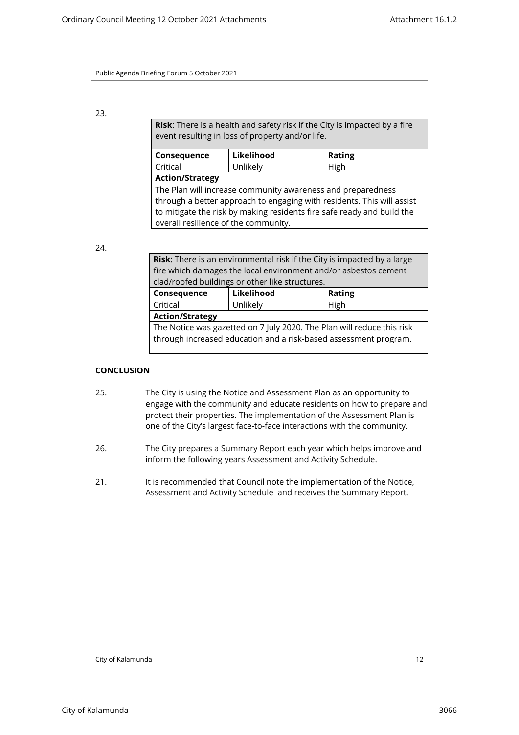23.

| **Risk**: There is a health and safety risk if the City is impacted by a fire event resulting in loss of property and/or life. | | |
|---|---|---|
| **Consequence** | **Likelihood** | **Rating** |
| Critical | Unlikely | High |
| **Action/Strategy** | | |
| The Plan will increase community awareness and preparedness through a better approach to engaging with residents. This will assist to mitigate the risk by making residents fire safe ready and build the overall resilience of the community. | | |

24.

| **Risk**: There is an environmental risk if the City is impacted by a large fire which damages the local environment and/or asbestos cement clad/roofed buildings or other like structures. | | |
|---|---|---|
| **Consequence** | **Likelihood** | **Rating** |
| Critical | Unlikely | High |
| **Action/Strategy** | | |
| The Notice was gazetted on 7 July 2020. The Plan will reduce this risk through increased education and a risk-based assessment program. | | |

## CONCLUSION

25. The City is using the Notice and Assessment Plan as an opportunity to engage with the community and educate residents on how to prepare and protect their properties. The implementation of the Assessment Plan is one of the City's largest face-to-face interactions with the community.

26. The City prepares a Summary Report each year which helps improve and inform the following years Assessment and Activity Schedule.

21. It is recommended that Council note the implementation of the Notice, Assessment and Activity Schedule and receives the Summary Report.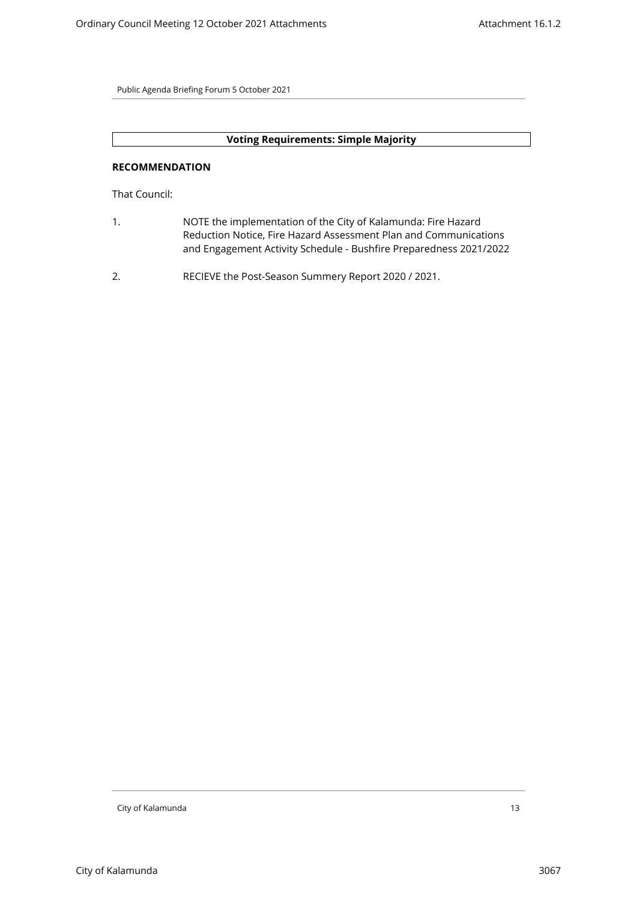Public Agenda Briefing Forum 5 October 2021

**Voting Requirements: Simple Majority**

**RECOMMENDATION**

That Council:

1. NOTE the implementation of the City of Kalamunda: Fire Hazard Reduction Notice, Fire Hazard Assessment Plan and Communications and Engagement Activity Schedule - Bushfire Preparedness 2021/2022

2. RECIEVE the Post-Season Summery Report 2020 / 2021.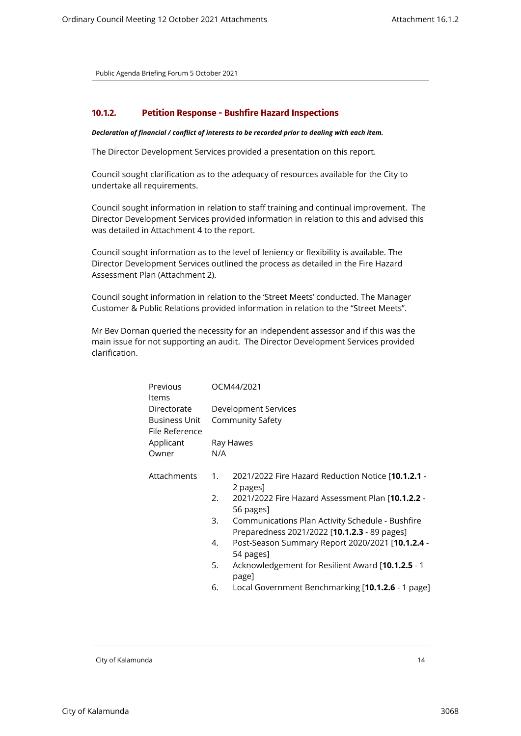## 10.1.2. Petition Response - Bushfire Hazard Inspections

***Declaration of financial / conflict of interests to be recorded prior to dealing with each item.***

The Director Development Services provided a presentation on this report.

Council sought clarification as to the adequacy of resources available for the City to undertake all requirements.

Council sought information in relation to staff training and continual improvement. The Director Development Services provided information in relation to this and advised this was detailed in Attachment 4 to the report.

Council sought information as to the level of leniency or flexibility is available. The Director Development Services outlined the process as detailed in the Fire Hazard Assessment Plan (Attachment 2).

Council sought information in relation to the 'Street Meets' conducted. The Manager Customer & Public Relations provided information in relation to the "Street Meets".

Mr Bev Dornan queried the necessity for an independent assessor and if this was the main issue for not supporting an audit. The Director Development Services provided clarification.

| | |
|---|---|
| Previous Items | OCM44/2021 |
| Directorate | Development Services |
| Business Unit | Community Safety |
| File Reference | |
| Applicant | Ray Hawes |
| Owner | N/A |

Attachments

1. 2021/2022 Fire Hazard Reduction Notice [**10.1.2.1** - 2 pages]
2. 2021/2022 Fire Hazard Assessment Plan [**10.1.2.2** - 56 pages]
3. Communications Plan Activity Schedule - Bushfire Preparedness 2021/2022 [**10.1.2.3** - 89 pages]
4. Post-Season Summary Report 2020/2021 [**10.1.2.4** - 54 pages]
5. Acknowledgement for Resilient Award [**10.1.2.5** - 1 page]
6. Local Government Benchmarking [**10.1.2.6** - 1 page]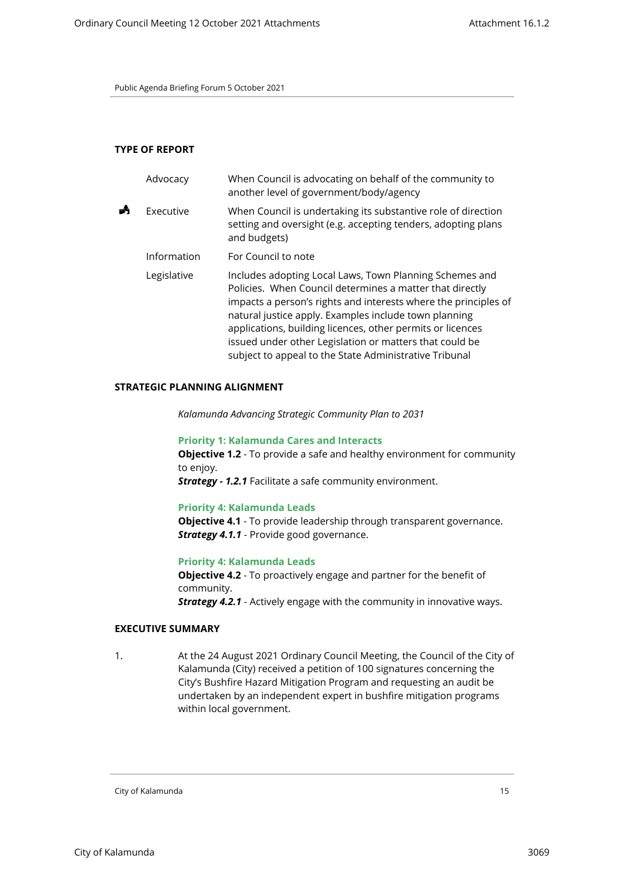**TYPE OF REPORT**

| | | |
|---|---|---|
| | Advocacy | When Council is advocating on behalf of the community to another level of government/body/agency |
| ✓ | Executive | When Council is undertaking its substantive role of direction setting and oversight (e.g. accepting tenders, adopting plans and budgets) |
| | Information | For Council to note |
| | Legislative | Includes adopting Local Laws, Town Planning Schemes and Policies. When Council determines a matter that directly impacts a person's rights and interests where the principles of natural justice apply. Examples include town planning applications, building licences, other permits or licences issued under other Legislation or matters that could be subject to appeal to the State Administrative Tribunal |

**STRATEGIC PLANNING ALIGNMENT**

*Kalamunda Advancing Strategic Community Plan to 2031*

**Priority 1: Kalamunda Cares and Interacts**
**Objective 1.2** - To provide a safe and healthy environment for community to enjoy.
***Strategy - 1.2.1*** Facilitate a safe community environment.

**Priority 4: Kalamunda Leads**
**Objective 4.1** - To provide leadership through transparent governance.
***Strategy 4.1.1*** - Provide good governance.

**Priority 4: Kalamunda Leads**
**Objective 4.2** - To proactively engage and partner for the benefit of community.
***Strategy 4.2.1*** - Actively engage with the community in innovative ways.

**EXECUTIVE SUMMARY**

1. At the 24 August 2021 Ordinary Council Meeting, the Council of the City of Kalamunda (City) received a petition of 100 signatures concerning the City's Bushfire Hazard Mitigation Program and requesting an audit be undertaken by an independent expert in bushfire mitigation programs within local government.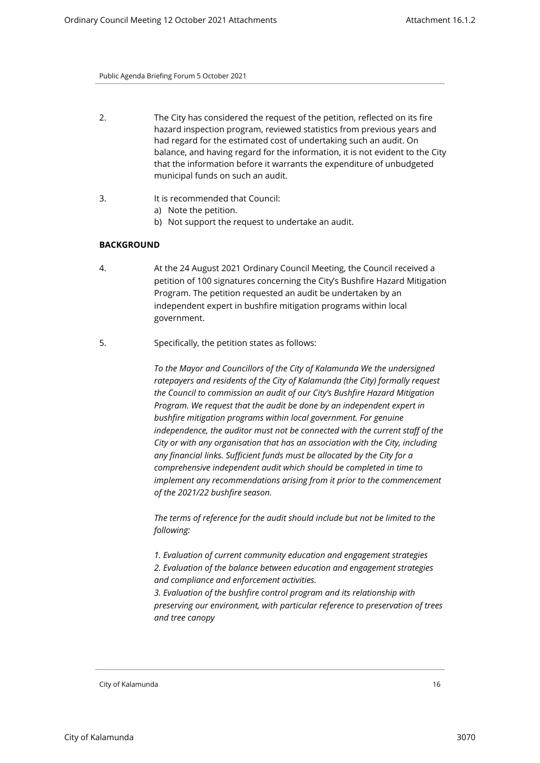2. The City has considered the request of the petition, reflected on its fire hazard inspection program, reviewed statistics from previous years and had regard for the estimated cost of undertaking such an audit. On balance, and having regard for the information, it is not evident to the City that the information before it warrants the expenditure of unbudgeted municipal funds on such an audit.

3. It is recommended that Council:
   a) Note the petition.
   b) Not support the request to undertake an audit.

**BACKGROUND**

4. At the 24 August 2021 Ordinary Council Meeting, the Council received a petition of 100 signatures concerning the City's Bushfire Hazard Mitigation Program. The petition requested an audit be undertaken by an independent expert in bushfire mitigation programs within local government.

5. Specifically, the petition states as follows:

   *To the Mayor and Councillors of the City of Kalamunda We the undersigned ratepayers and residents of the City of Kalamunda (the City) formally request the Council to commission an audit of our City's Bushfire Hazard Mitigation Program. We request that the audit be done by an independent expert in bushfire mitigation programs within local government. For genuine independence, the auditor must not be connected with the current staff of the City or with any organisation that has an association with the City, including any financial links. Sufficient funds must be allocated by the City for a comprehensive independent audit which should be completed in time to implement any recommendations arising from it prior to the commencement of the 2021/22 bushfire season.*

   *The terms of reference for the audit should include but not be limited to the following:*

   *1. Evaluation of current community education and engagement strategies*
   *2. Evaluation of the balance between education and engagement strategies and compliance and enforcement activities.*
   *3. Evaluation of the bushfire control program and its relationship with preserving our environment, with particular reference to preservation of trees and tree canopy*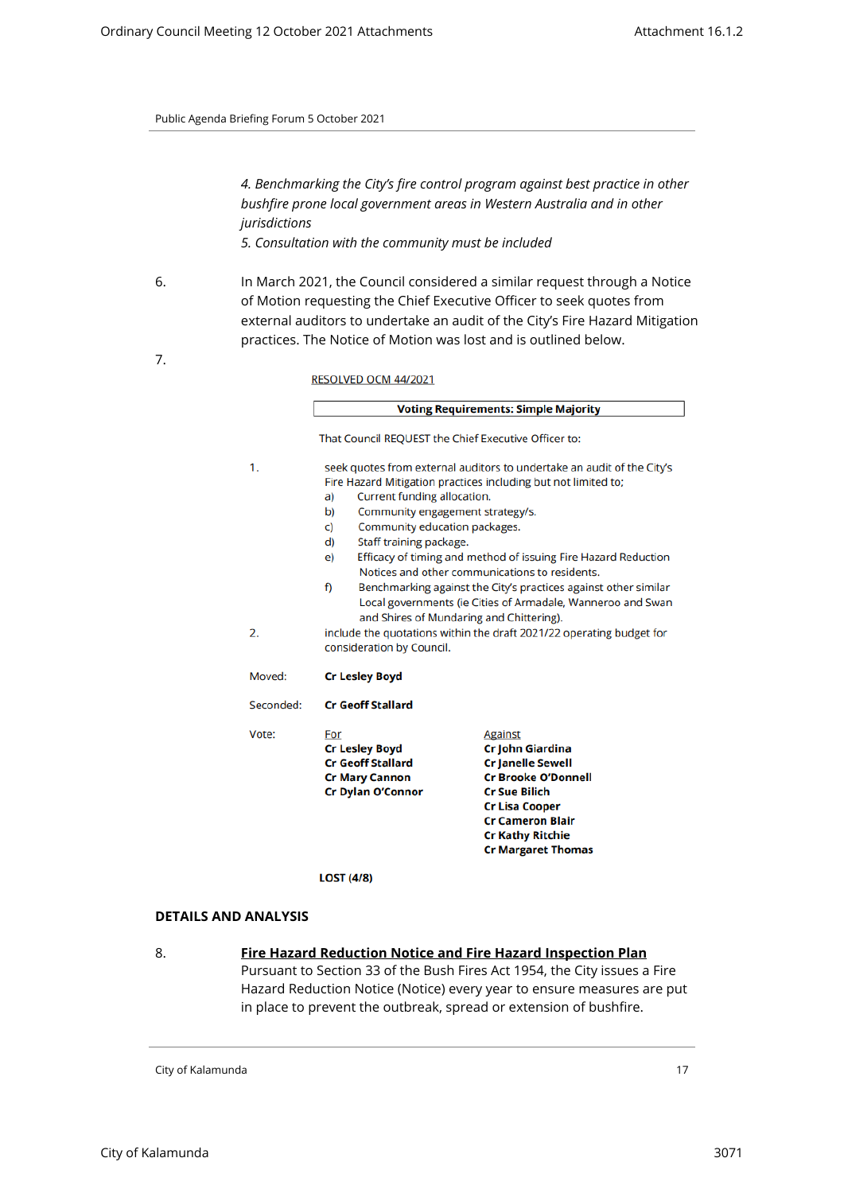*4. Benchmarking the City's fire control program against best practice in other bushfire prone local government areas in Western Australia and in other jurisdictions*

*5. Consultation with the community must be included*

6. In March 2021, the Council considered a similar request through a Notice of Motion requesting the Chief Executive Officer to seek quotes from external auditors to undertake an audit of the City's Fire Hazard Mitigation practices. The Notice of Motion was lost and is outlined below.

7.

RESOLVED OCM 44/2021

| **Voting Requirements: Simple Majority** |
|---|

That Council REQUEST the Chief Executive Officer to:

1. seek quotes from external auditors to undertake an audit of the City's Fire Hazard Mitigation practices including but not limited to;
   a) Current funding allocation.
   b) Community engagement strategy/s.
   c) Community education packages.
   d) Staff training package.
   e) Efficacy of timing and method of issuing Fire Hazard Reduction Notices and other communications to residents.
   f) Benchmarking against the City's practices against other similar Local governments (ie Cities of Armadale, Wanneroo and Swan and Shires of Mundaring and Chittering).
2. include the quotations within the draft 2021/22 operating budget for consideration by Council.

Moved: **Cr Lesley Boyd**

Seconded: **Cr Geoff Stallard**

| Vote: | For | Against |
|---|---|---|
| | **Cr Lesley Boyd** | **Cr John Giardina** |
| | **Cr Geoff Stallard** | **Cr Janelle Sewell** |
| | **Cr Mary Cannon** | **Cr Brooke O'Donnell** |
| | **Cr Dylan O'Connor** | **Cr Sue Bilich** |
| | | **Cr Lisa Cooper** |
| | | **Cr Cameron Blair** |
| | | **Cr Kathy Ritchie** |
| | | **Cr Margaret Thomas** |

**LOST (4/8)**

## DETAILS AND ANALYSIS

8. **Fire Hazard Reduction Notice and Fire Hazard Inspection Plan**
   Pursuant to Section 33 of the Bush Fires Act 1954, the City issues a Fire Hazard Reduction Notice (Notice) every year to ensure measures are put in place to prevent the outbreak, spread or extension of bushfire.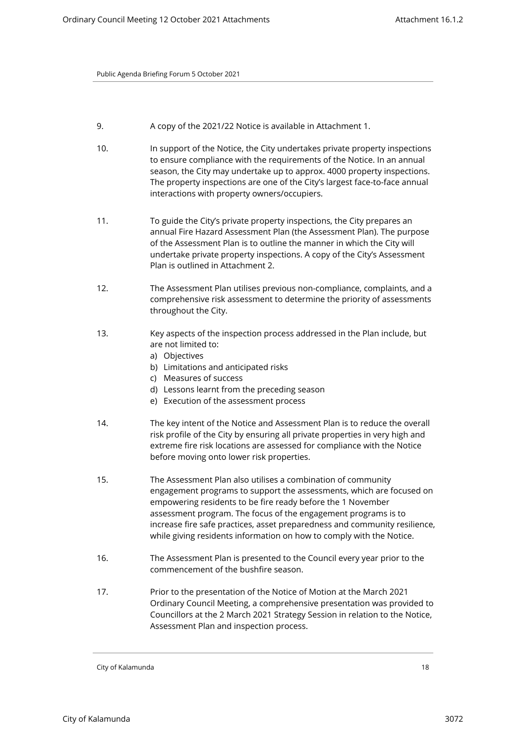9. A copy of the 2021/22 Notice is available in Attachment 1.

10. In support of the Notice, the City undertakes private property inspections to ensure compliance with the requirements of the Notice. In an annual season, the City may undertake up to approx. 4000 property inspections. The property inspections are one of the City's largest face-to-face annual interactions with property owners/occupiers.

11. To guide the City's private property inspections, the City prepares an annual Fire Hazard Assessment Plan (the Assessment Plan). The purpose of the Assessment Plan is to outline the manner in which the City will undertake private property inspections. A copy of the City's Assessment Plan is outlined in Attachment 2.

12. The Assessment Plan utilises previous non-compliance, complaints, and a comprehensive risk assessment to determine the priority of assessments throughout the City.

13. Key aspects of the inspection process addressed in the Plan include, but are not limited to:
    a) Objectives
    b) Limitations and anticipated risks
    c) Measures of success
    d) Lessons learnt from the preceding season
    e) Execution of the assessment process

14. The key intent of the Notice and Assessment Plan is to reduce the overall risk profile of the City by ensuring all private properties in very high and extreme fire risk locations are assessed for compliance with the Notice before moving onto lower risk properties.

15. The Assessment Plan also utilises a combination of community engagement programs to support the assessments, which are focused on empowering residents to be fire ready before the 1 November assessment program. The focus of the engagement programs is to increase fire safe practices, asset preparedness and community resilience, while giving residents information on how to comply with the Notice.

16. The Assessment Plan is presented to the Council every year prior to the commencement of the bushfire season.

17. Prior to the presentation of the Notice of Motion at the March 2021 Ordinary Council Meeting, a comprehensive presentation was provided to Councillors at the 2 March 2021 Strategy Session in relation to the Notice, Assessment Plan and inspection process.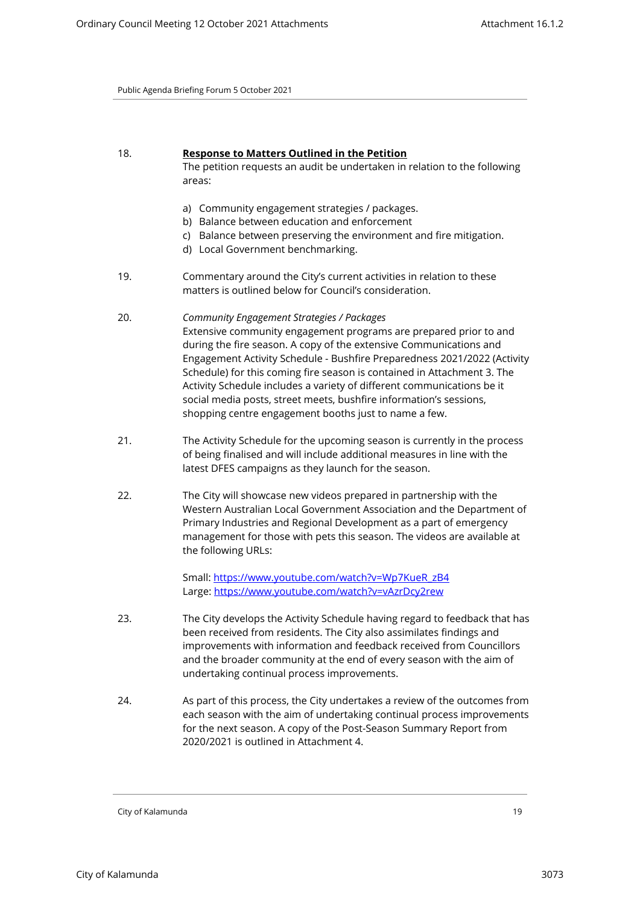18. **Response to Matters Outlined in the Petition**
The petition requests an audit be undertaken in relation to the following areas:

    a) Community engagement strategies / packages.
    b) Balance between education and enforcement
    c) Balance between preserving the environment and fire mitigation.
    d) Local Government benchmarking.

19. Commentary around the City's current activities in relation to these matters is outlined below for Council's consideration.

20. *Community Engagement Strategies / Packages*
Extensive community engagement programs are prepared prior to and during the fire season. A copy of the extensive Communications and Engagement Activity Schedule - Bushfire Preparedness 2021/2022 (Activity Schedule) for this coming fire season is contained in Attachment 3. The Activity Schedule includes a variety of different communications be it social media posts, street meets, bushfire information's sessions, shopping centre engagement booths just to name a few.

21. The Activity Schedule for the upcoming season is currently in the process of being finalised and will include additional measures in line with the latest DFES campaigns as they launch for the season.

22. The City will showcase new videos prepared in partnership with the Western Australian Local Government Association and the Department of Primary Industries and Regional Development as a part of emergency management for those with pets this season. The videos are available at the following URLs:

    Small: https://www.youtube.com/watch?v=Wp7KueR_zB4
    Large: https://www.youtube.com/watch?v=vAzrDcy2rew

23. The City develops the Activity Schedule having regard to feedback that has been received from residents. The City also assimilates findings and improvements with information and feedback received from Councillors and the broader community at the end of every season with the aim of undertaking continual process improvements.

24. As part of this process, the City undertakes a review of the outcomes from each season with the aim of undertaking continual process improvements for the next season. A copy of the Post-Season Summary Report from 2020/2021 is outlined in Attachment 4.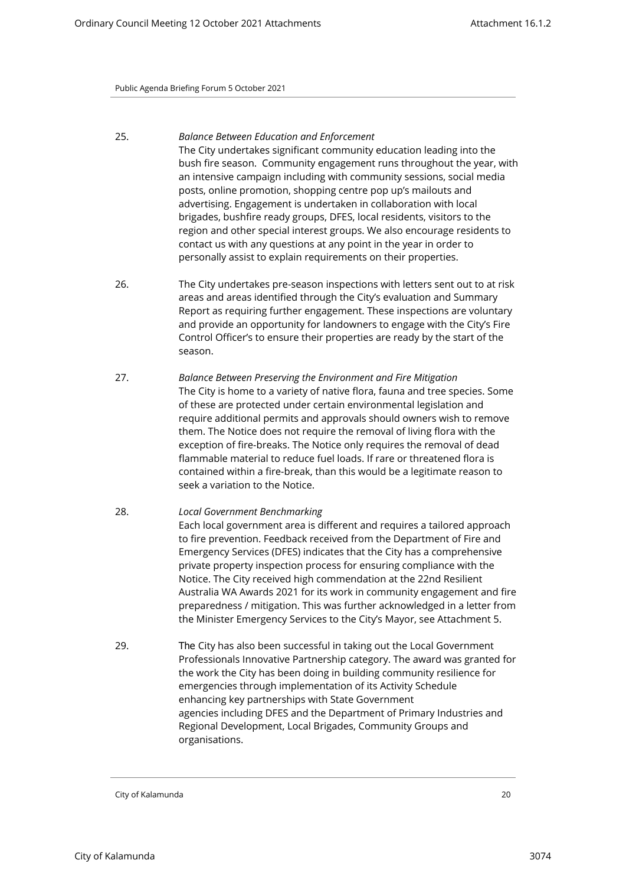25. *Balance Between Education and Enforcement*
The City undertakes significant community education leading into the bush fire season. Community engagement runs throughout the year, with an intensive campaign including with community sessions, social media posts, online promotion, shopping centre pop up's mailouts and advertising. Engagement is undertaken in collaboration with local brigades, bushfire ready groups, DFES, local residents, visitors to the region and other special interest groups. We also encourage residents to contact us with any questions at any point in the year in order to personally assist to explain requirements on their properties.

26. The City undertakes pre-season inspections with letters sent out to at risk areas and areas identified through the City's evaluation and Summary Report as requiring further engagement. These inspections are voluntary and provide an opportunity for landowners to engage with the City's Fire Control Officer's to ensure their properties are ready by the start of the season.

27. *Balance Between Preserving the Environment and Fire Mitigation*
The City is home to a variety of native flora, fauna and tree species. Some of these are protected under certain environmental legislation and require additional permits and approvals should owners wish to remove them. The Notice does not require the removal of living flora with the exception of fire-breaks. The Notice only requires the removal of dead flammable material to reduce fuel loads. If rare or threatened flora is contained within a fire-break, than this would be a legitimate reason to seek a variation to the Notice.

28. *Local Government Benchmarking*
Each local government area is different and requires a tailored approach to fire prevention. Feedback received from the Department of Fire and Emergency Services (DFES) indicates that the City has a comprehensive private property inspection process for ensuring compliance with the Notice. The City received high commendation at the 22nd Resilient Australia WA Awards 2021 for its work in community engagement and fire preparedness / mitigation. This was further acknowledged in a letter from the Minister Emergency Services to the City's Mayor, see Attachment 5.

29. The City has also been successful in taking out the Local Government Professionals Innovative Partnership category. The award was granted for the work the City has been doing in building community resilience for emergencies through implementation of its Activity Schedule enhancing key partnerships with State Government agencies including DFES and the Department of Primary Industries and Regional Development, Local Brigades, Community Groups and organisations.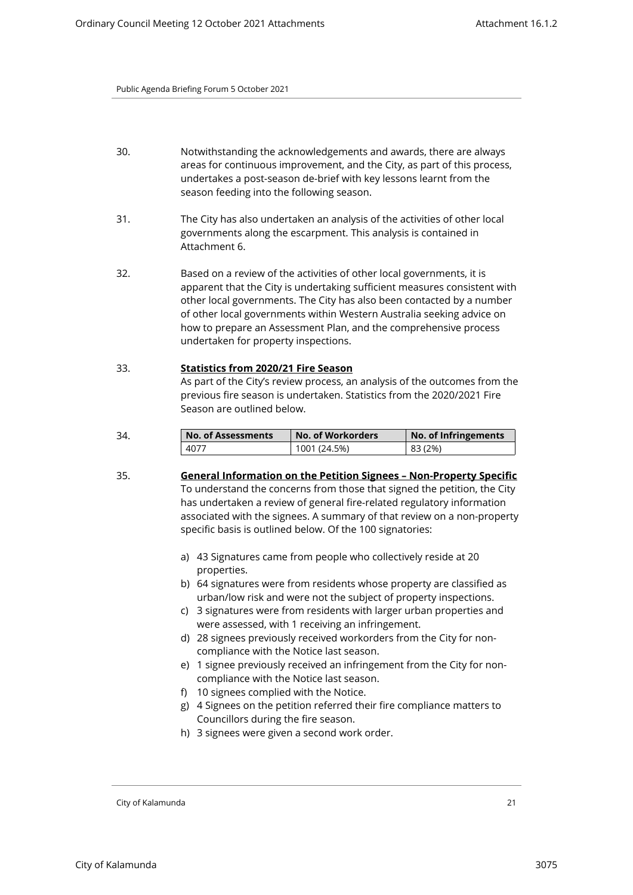30. Notwithstanding the acknowledgements and awards, there are always areas for continuous improvement, and the City, as part of this process, undertakes a post-season de-brief with key lessons learnt from the season feeding into the following season.

31. The City has also undertaken an analysis of the activities of other local governments along the escarpment. This analysis is contained in Attachment 6.

32. Based on a review of the activities of other local governments, it is apparent that the City is undertaking sufficient measures consistent with other local governments. The City has also been contacted by a number of other local governments within Western Australia seeking advice on how to prepare an Assessment Plan, and the comprehensive process undertaken for property inspections.

33. **<u>Statistics from 2020/21 Fire Season</u>**
As part of the City's review process, an analysis of the outcomes from the previous fire season is undertaken. Statistics from the 2020/2021 Fire Season are outlined below.

34.

| No. of Assessments | No. of Workorders | No. of Infringements |
|---|---|---|
| 4077 | 1001 (24.5%) | 83 (2%) |

35. **<u>General Information on the Petition Signees – Non-Property Specific</u>**
To understand the concerns from those that signed the petition, the City has undertaken a review of general fire-related regulatory information associated with the signees. A summary of that review on a non-property specific basis is outlined below. Of the 100 signatories:

a) 43 Signatures came from people who collectively reside at 20 properties.
b) 64 signatures were from residents whose property are classified as urban/low risk and were not the subject of property inspections.
c) 3 signatures were from residents with larger urban properties and were assessed, with 1 receiving an infringement.
d) 28 signees previously received workorders from the City for non-compliance with the Notice last season.
e) 1 signee previously received an infringement from the City for non-compliance with the Notice last season.
f) 10 signees complied with the Notice.
g) 4 Signees on the petition referred their fire compliance matters to Councillors during the fire season.
h) 3 signees were given a second work order.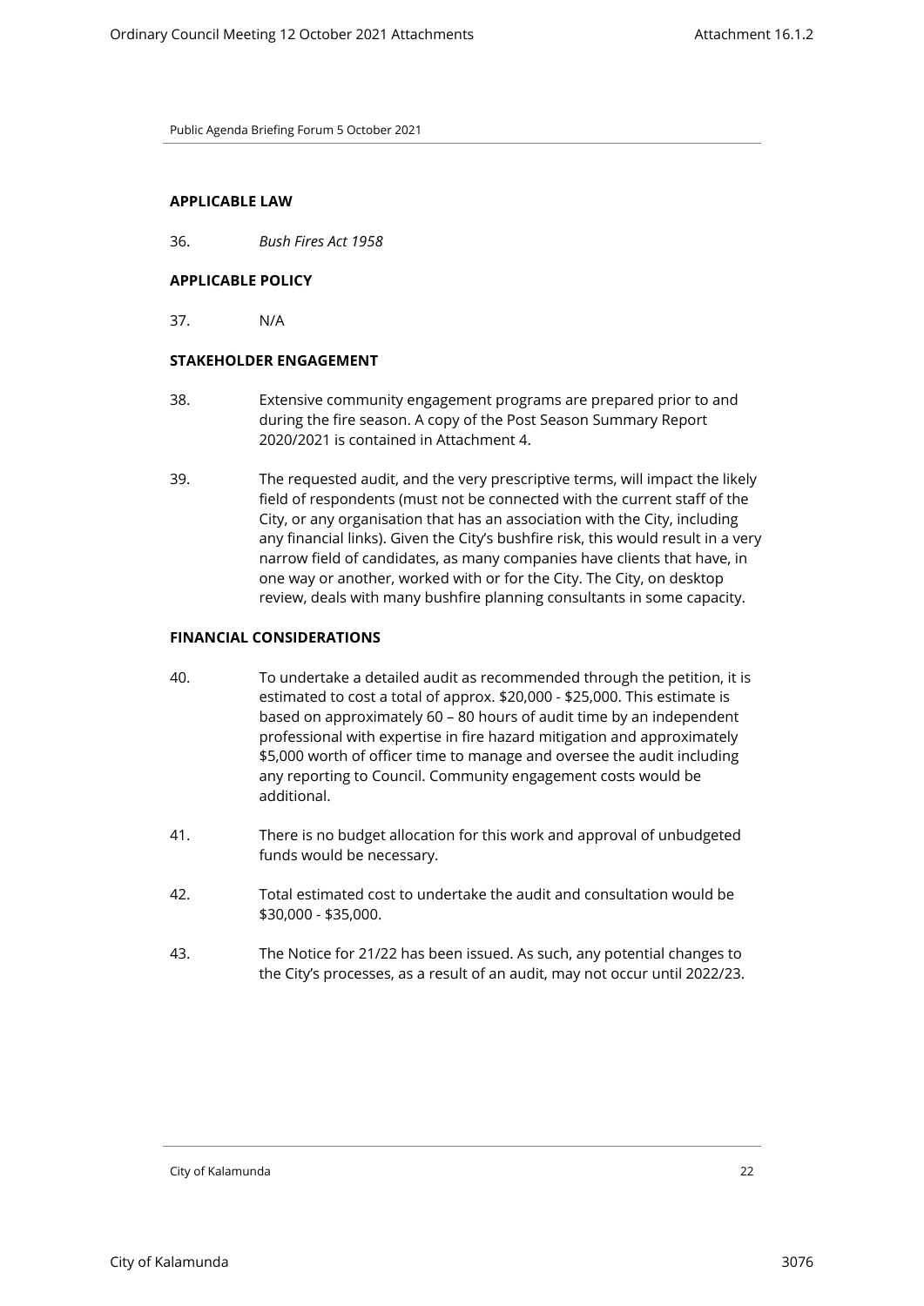**APPLICABLE LAW**

36. *Bush Fires Act 1958*

**APPLICABLE POLICY**

37. N/A

**STAKEHOLDER ENGAGEMENT**

38. Extensive community engagement programs are prepared prior to and during the fire season. A copy of the Post Season Summary Report 2020/2021 is contained in Attachment 4.

39. The requested audit, and the very prescriptive terms, will impact the likely field of respondents (must not be connected with the current staff of the City, or any organisation that has an association with the City, including any financial links). Given the City's bushfire risk, this would result in a very narrow field of candidates, as many companies have clients that have, in one way or another, worked with or for the City. The City, on desktop review, deals with many bushfire planning consultants in some capacity.

**FINANCIAL CONSIDERATIONS**

40. To undertake a detailed audit as recommended through the petition, it is estimated to cost a total of approx. $20,000 - $25,000. This estimate is based on approximately 60 – 80 hours of audit time by an independent professional with expertise in fire hazard mitigation and approximately $5,000 worth of officer time to manage and oversee the audit including any reporting to Council. Community engagement costs would be additional.

41. There is no budget allocation for this work and approval of unbudgeted funds would be necessary.

42. Total estimated cost to undertake the audit and consultation would be $30,000 - $35,000.

43. The Notice for 21/22 has been issued. As such, any potential changes to the City's processes, as a result of an audit, may not occur until 2022/23.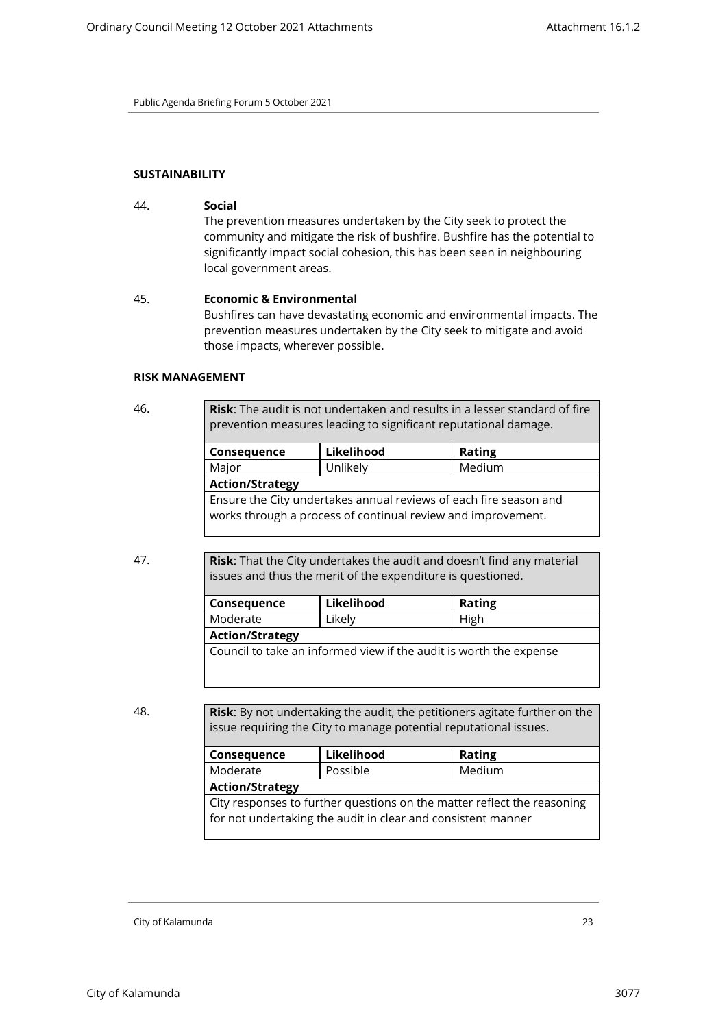## SUSTAINABILITY

44. **Social**
The prevention measures undertaken by the City seek to protect the community and mitigate the risk of bushfire. Bushfire has the potential to significantly impact social cohesion, this has been seen in neighbouring local government areas.

45. **Economic & Environmental**
Bushfires can have devastating economic and environmental impacts. The prevention measures undertaken by the City seek to mitigate and avoid those impacts, wherever possible.

## RISK MANAGEMENT

46.

| **Risk**: The audit is not undertaken and results in a lesser standard of fire prevention measures leading to significant reputational damage. | | |
|---|---|---|
| **Consequence** | **Likelihood** | **Rating** |
| Major | Unlikely | Medium |
| **Action/Strategy** | | |
| Ensure the City undertakes annual reviews of each fire season and works through a process of continual review and improvement. | | |

47.

| **Risk**: That the City undertakes the audit and doesn't find any material issues and thus the merit of the expenditure is questioned. | | |
|---|---|---|
| **Consequence** | **Likelihood** | **Rating** |
| Moderate | Likely | High |
| **Action/Strategy** | | |
| Council to take an informed view if the audit is worth the expense | | |

48.

| **Risk**: By not undertaking the audit, the petitioners agitate further on the issue requiring the City to manage potential reputational issues. | | |
|---|---|---|
| **Consequence** | **Likelihood** | **Rating** |
| Moderate | Possible | Medium |
| **Action/Strategy** | | |
| City responses to further questions on the matter reflect the reasoning for not undertaking the audit in clear and consistent manner | | |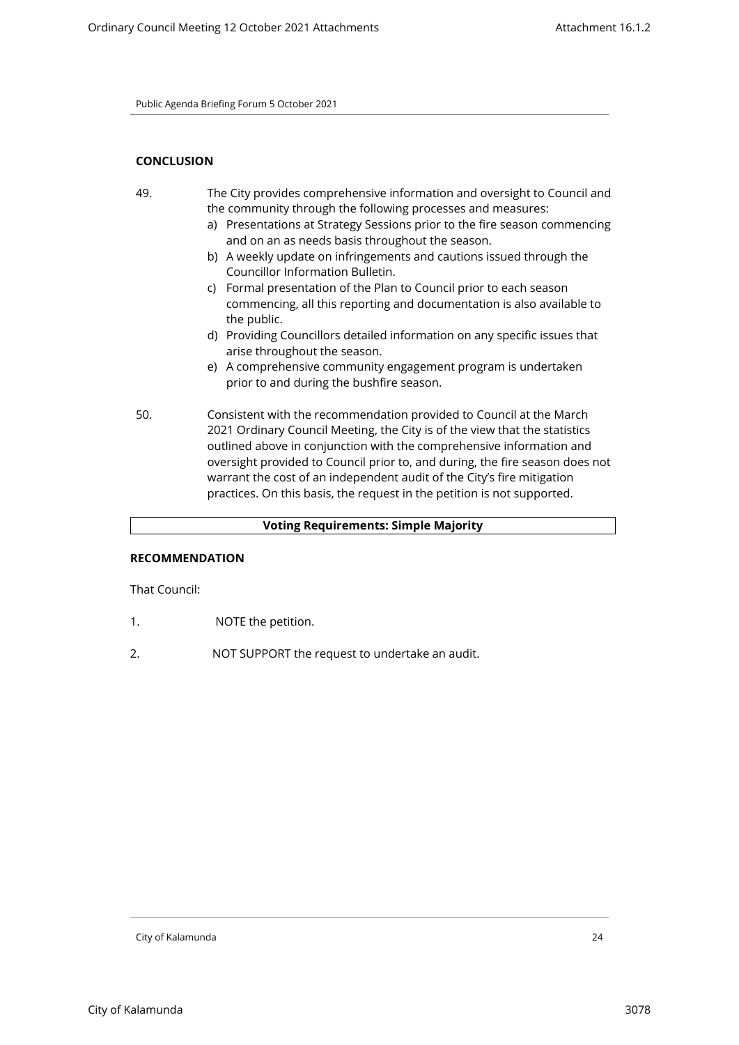**CONCLUSION**

49. The City provides comprehensive information and oversight to Council and the community through the following processes and measures:
    a) Presentations at Strategy Sessions prior to the fire season commencing and on an as needs basis throughout the season.
    b) A weekly update on infringements and cautions issued through the Councillor Information Bulletin.
    c) Formal presentation of the Plan to Council prior to each season commencing, all this reporting and documentation is also available to the public.
    d) Providing Councillors detailed information on any specific issues that arise throughout the season.
    e) A comprehensive community engagement program is undertaken prior to and during the bushfire season.

50. Consistent with the recommendation provided to Council at the March 2021 Ordinary Council Meeting, the City is of the view that the statistics outlined above in conjunction with the comprehensive information and oversight provided to Council prior to, and during, the fire season does not warrant the cost of an independent audit of the City's fire mitigation practices. On this basis, the request in the petition is not supported.

**Voting Requirements: Simple Majority**

**RECOMMENDATION**

That Council:

1. NOTE the petition.

2. NOT SUPPORT the request to undertake an audit.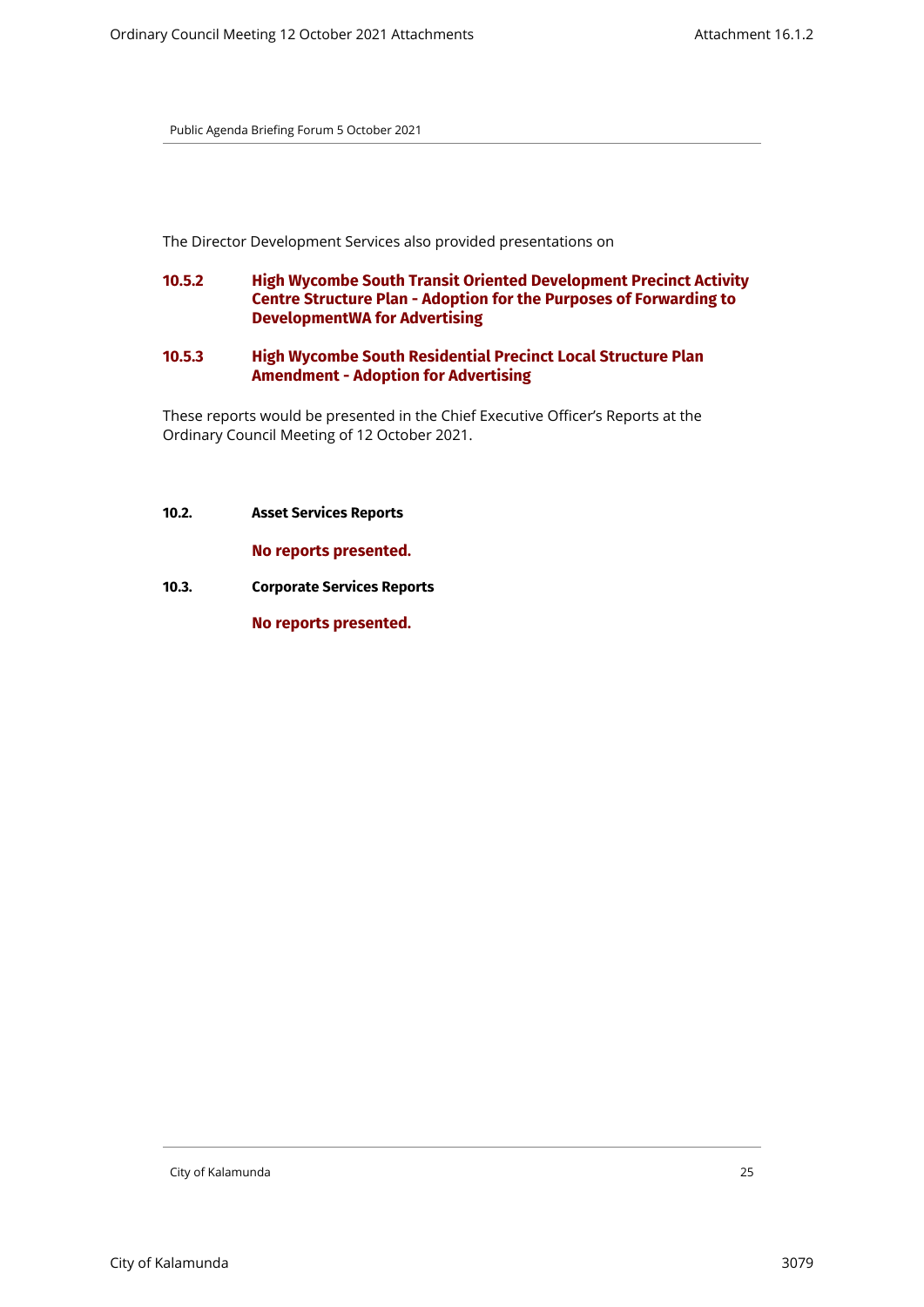The Director Development Services also provided presentations on

**10.5.2 High Wycombe South Transit Oriented Development Precinct Activity Centre Structure Plan - Adoption for the Purposes of Forwarding to DevelopmentWA for Advertising**

**10.5.3 High Wycombe South Residential Precinct Local Structure Plan Amendment - Adoption for Advertising**

These reports would be presented in the Chief Executive Officer's Reports at the Ordinary Council Meeting of 12 October 2021.

**10.2. Asset Services Reports**

**No reports presented.**

**10.3. Corporate Services Reports**

**No reports presented.**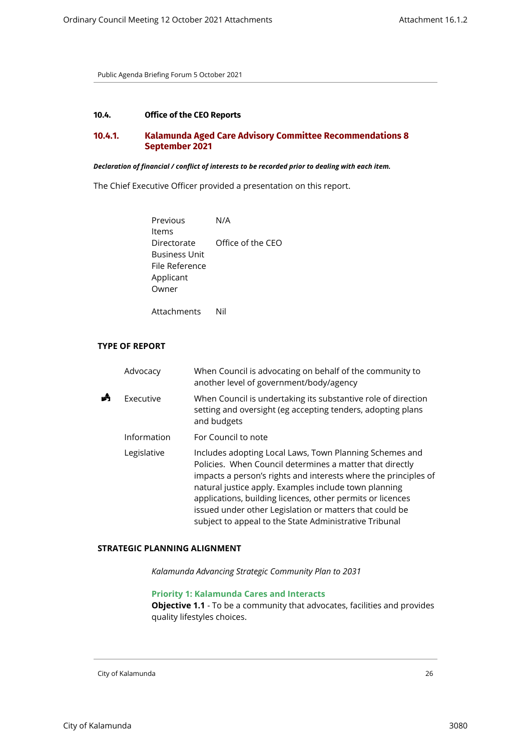### 10.4. Office of the CEO Reports

### 10.4.1. Kalamunda Aged Care Advisory Committee Recommendations 8 September 2021

***Declaration of financial / conflict of interests to be recorded prior to dealing with each item.***

The Chief Executive Officer provided a presentation on this report.

| | |
|---|---|
| Previous Items | N/A |
| Directorate | Office of the CEO |
| Business Unit | |
| File Reference | |
| Applicant | |
| Owner | |
| Attachments | Nil |

**TYPE OF REPORT**

| | | |
|---|---|---|
| | Advocacy | When Council is advocating on behalf of the community to another level of government/body/agency |
| ✓ | Executive | When Council is undertaking its substantive role of direction setting and oversight (eg accepting tenders, adopting plans and budgets |
| | Information | For Council to note |
| | Legislative | Includes adopting Local Laws, Town Planning Schemes and Policies. When Council determines a matter that directly impacts a person's rights and interests where the principles of natural justice apply. Examples include town planning applications, building licences, other permits or licences issued under other Legislation or matters that could be subject to appeal to the State Administrative Tribunal |

**STRATEGIC PLANNING ALIGNMENT**

*Kalamunda Advancing Strategic Community Plan to 2031*

**Priority 1: Kalamunda Cares and Interacts**
**Objective 1.1** - To be a community that advocates, facilities and provides quality lifestyles choices.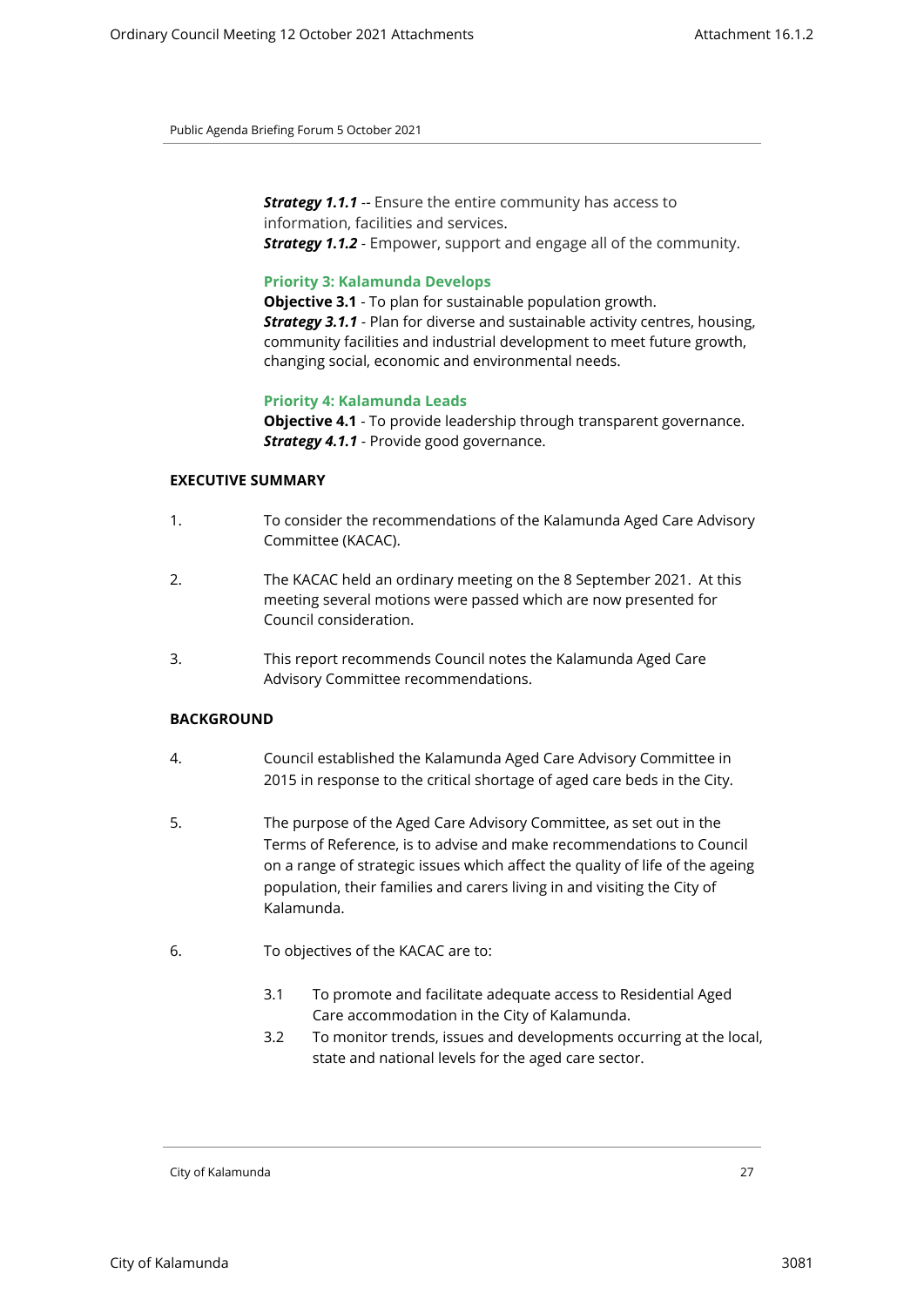***Strategy 1.1.1*** -- Ensure the entire community has access to information, facilities and services.
***Strategy 1.1.2*** - Empower, support and engage all of the community.

**Priority 3: Kalamunda Develops**
**Objective 3.1** - To plan for sustainable population growth.
***Strategy 3.1.1*** - Plan for diverse and sustainable activity centres, housing, community facilities and industrial development to meet future growth, changing social, economic and environmental needs.

**Priority 4: Kalamunda Leads**
**Objective 4.1** - To provide leadership through transparent governance.
***Strategy 4.1.1*** - Provide good governance.

**EXECUTIVE SUMMARY**

1. To consider the recommendations of the Kalamunda Aged Care Advisory Committee (KACAC).

2. The KACAC held an ordinary meeting on the 8 September 2021. At this meeting several motions were passed which are now presented for Council consideration.

3. This report recommends Council notes the Kalamunda Aged Care Advisory Committee recommendations.

**BACKGROUND**

4. Council established the Kalamunda Aged Care Advisory Committee in 2015 in response to the critical shortage of aged care beds in the City.

5. The purpose of the Aged Care Advisory Committee, as set out in the Terms of Reference, is to advise and make recommendations to Council on a range of strategic issues which affect the quality of life of the ageing population, their families and carers living in and visiting the City of Kalamunda.

6. To objectives of the KACAC are to:

   3.1 To promote and facilitate adequate access to Residential Aged Care accommodation in the City of Kalamunda.
   3.2 To monitor trends, issues and developments occurring at the local, state and national levels for the aged care sector.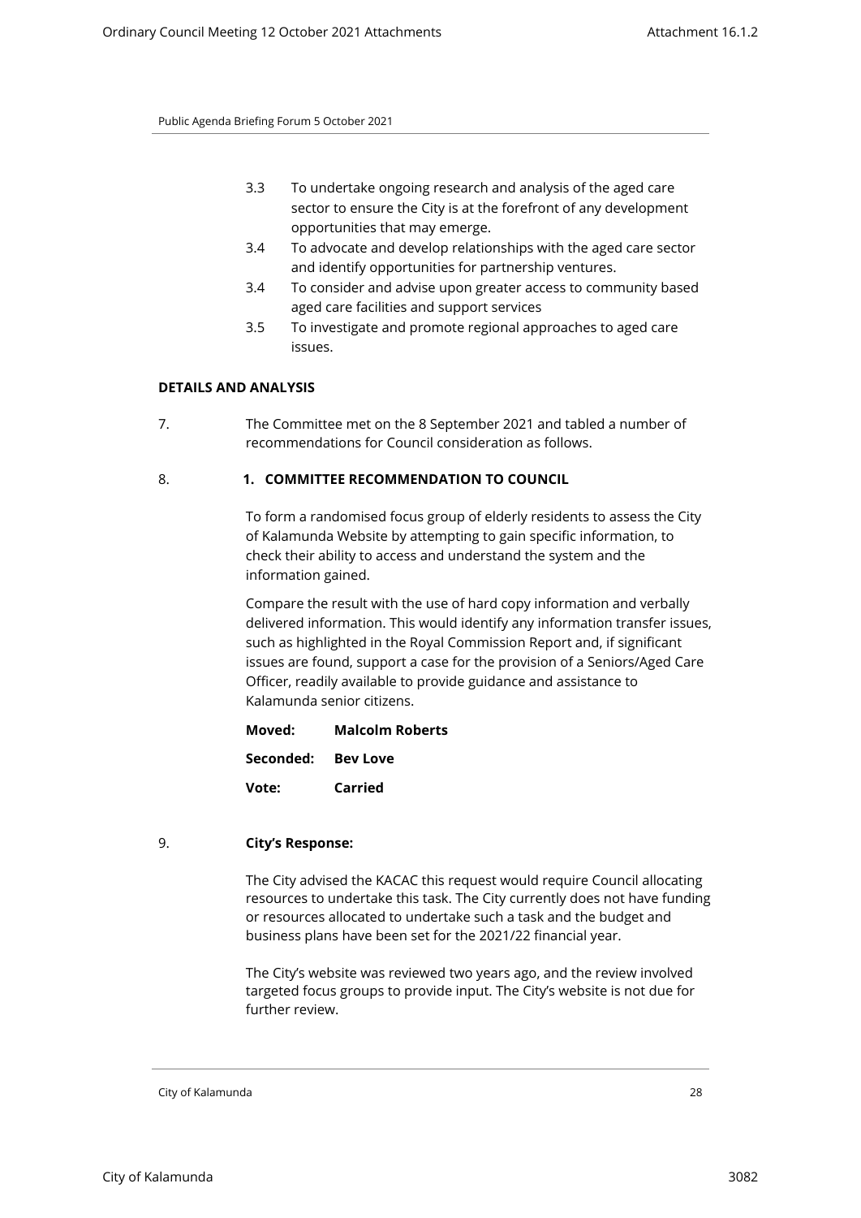3.3 To undertake ongoing research and analysis of the aged care sector to ensure the City is at the forefront of any development opportunities that may emerge.

3.4 To advocate and develop relationships with the aged care sector and identify opportunities for partnership ventures.

3.4 To consider and advise upon greater access to community based aged care facilities and support services

3.5 To investigate and promote regional approaches to aged care issues.

**DETAILS AND ANALYSIS**

7. The Committee met on the 8 September 2021 and tabled a number of recommendations for Council consideration as follows.

8. **1. COMMITTEE RECOMMENDATION TO COUNCIL**

To form a randomised focus group of elderly residents to assess the City of Kalamunda Website by attempting to gain specific information, to check their ability to access and understand the system and the information gained.

Compare the result with the use of hard copy information and verbally delivered information. This would identify any information transfer issues, such as highlighted in the Royal Commission Report and, if significant issues are found, support a case for the provision of a Seniors/Aged Care Officer, readily available to provide guidance and assistance to Kalamunda senior citizens.

**Moved:** **Malcolm Roberts**

**Seconded:** **Bev Love**

**Vote:** **Carried**

9. **City's Response:**

The City advised the KACAC this request would require Council allocating resources to undertake this task. The City currently does not have funding or resources allocated to undertake such a task and the budget and business plans have been set for the 2021/22 financial year.

The City's website was reviewed two years ago, and the review involved targeted focus groups to provide input. The City's website is not due for further review.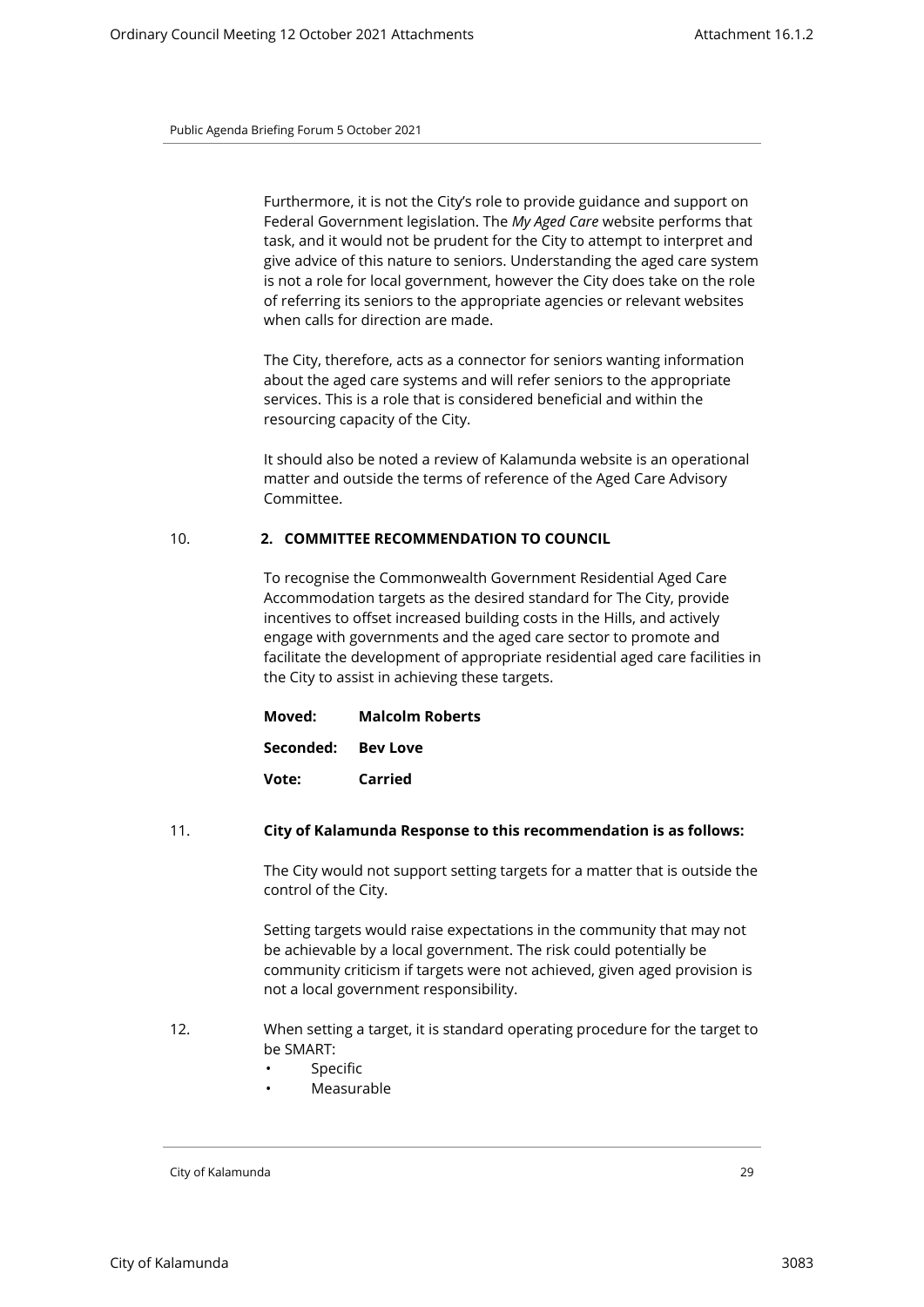Furthermore, it is not the City's role to provide guidance and support on Federal Government legislation. The *My Aged Care* website performs that task, and it would not be prudent for the City to attempt to interpret and give advice of this nature to seniors. Understanding the aged care system is not a role for local government, however the City does take on the role of referring its seniors to the appropriate agencies or relevant websites when calls for direction are made.

The City, therefore, acts as a connector for seniors wanting information about the aged care systems and will refer seniors to the appropriate services. This is a role that is considered beneficial and within the resourcing capacity of the City.

It should also be noted a review of Kalamunda website is an operational matter and outside the terms of reference of the Aged Care Advisory Committee.

10. **2. COMMITTEE RECOMMENDATION TO COUNCIL**

To recognise the Commonwealth Government Residential Aged Care Accommodation targets as the desired standard for The City, provide incentives to offset increased building costs in the Hills, and actively engage with governments and the aged care sector to promote and facilitate the development of appropriate residential aged care facilities in the City to assist in achieving these targets.

**Moved:** **Malcolm Roberts**

**Seconded:** **Bev Love**

**Vote:** **Carried**

11. **City of Kalamunda Response to this recommendation is as follows:**

The City would not support setting targets for a matter that is outside the control of the City.

Setting targets would raise expectations in the community that may not be achievable by a local government. The risk could potentially be community criticism if targets were not achieved, given aged provision is not a local government responsibility.

12. When setting a target, it is standard operating procedure for the target to be SMART:

- Specific
- Measurable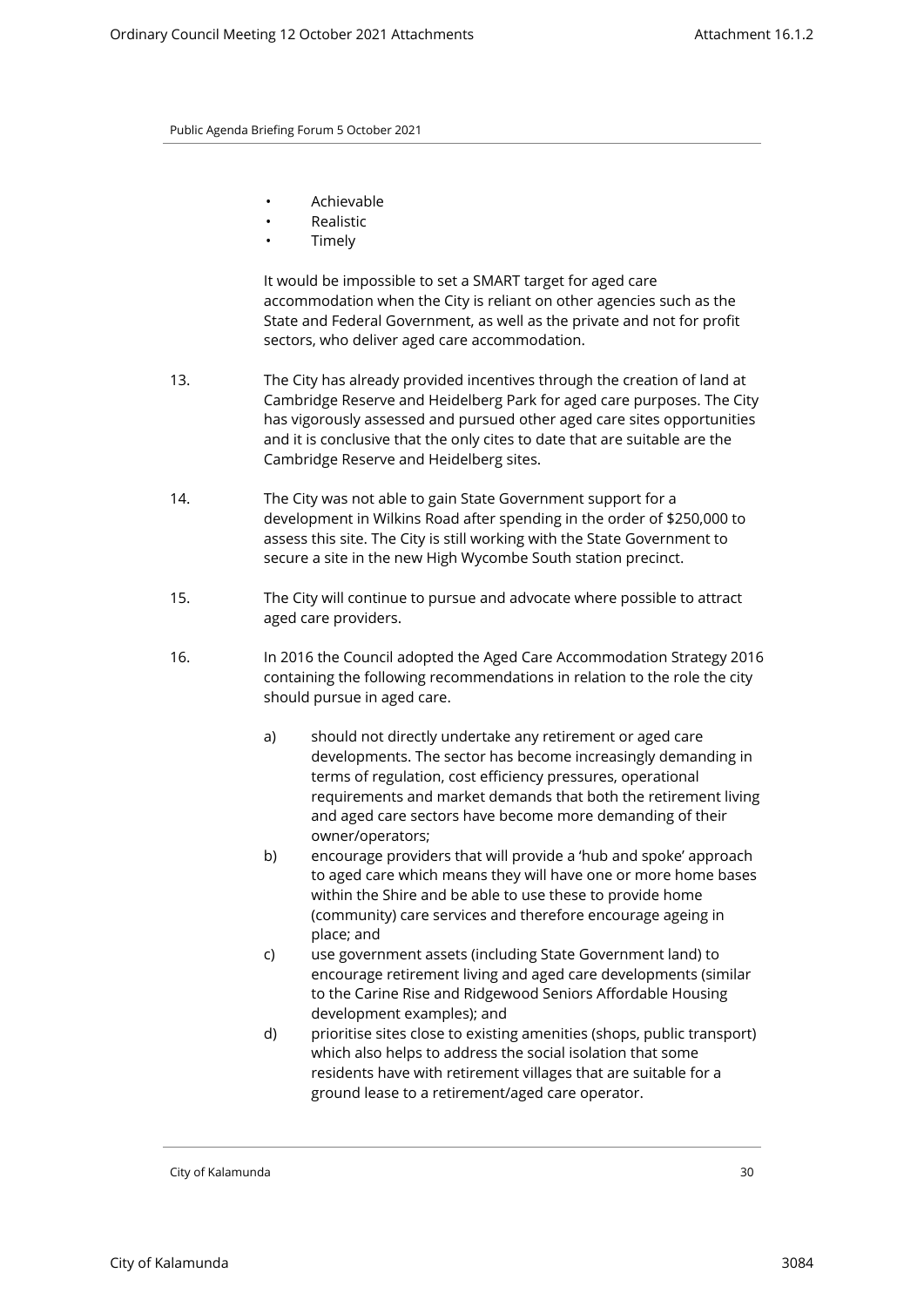- Achievable
- Realistic
- Timely

It would be impossible to set a SMART target for aged care accommodation when the City is reliant on other agencies such as the State and Federal Government, as well as the private and not for profit sectors, who deliver aged care accommodation.

13. The City has already provided incentives through the creation of land at Cambridge Reserve and Heidelberg Park for aged care purposes. The City has vigorously assessed and pursued other aged care sites opportunities and it is conclusive that the only cites to date that are suitable are the Cambridge Reserve and Heidelberg sites.

14. The City was not able to gain State Government support for a development in Wilkins Road after spending in the order of $250,000 to assess this site. The City is still working with the State Government to secure a site in the new High Wycombe South station precinct.

15. The City will continue to pursue and advocate where possible to attract aged care providers.

16. In 2016 the Council adopted the Aged Care Accommodation Strategy 2016 containing the following recommendations in relation to the role the city should pursue in aged care.

    a) should not directly undertake any retirement or aged care developments. The sector has become increasingly demanding in terms of regulation, cost efficiency pressures, operational requirements and market demands that both the retirement living and aged care sectors have become more demanding of their owner/operators;
    b) encourage providers that will provide a 'hub and spoke' approach to aged care which means they will have one or more home bases within the Shire and be able to use these to provide home (community) care services and therefore encourage ageing in place; and
    c) use government assets (including State Government land) to encourage retirement living and aged care developments (similar to the Carine Rise and Ridgewood Seniors Affordable Housing development examples); and
    d) prioritise sites close to existing amenities (shops, public transport) which also helps to address the social isolation that some residents have with retirement villages that are suitable for a ground lease to a retirement/aged care operator.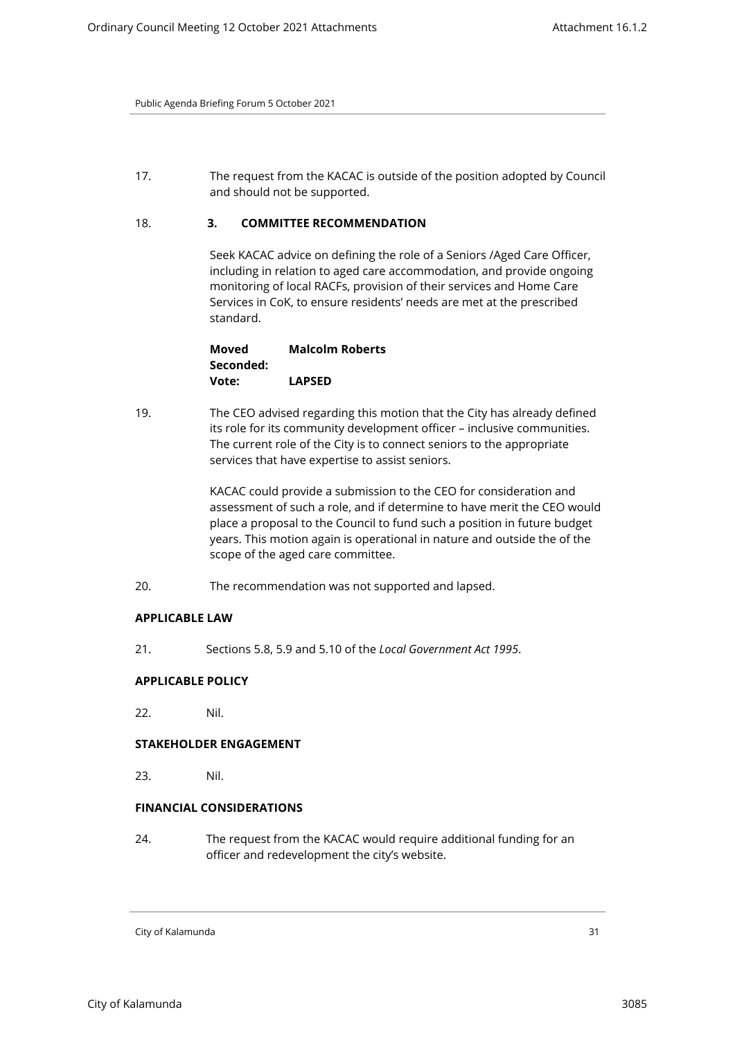17. The request from the KACAC is outside of the position adopted by Council and should not be supported.

18. **3. COMMITTEE RECOMMENDATION**

Seek KACAC advice on defining the role of a Seniors /Aged Care Officer, including in relation to aged care accommodation, and provide ongoing monitoring of local RACFs, provision of their services and Home Care Services in CoK, to ensure residents' needs are met at the prescribed standard.

**Moved** **Malcolm Roberts**
**Seconded:**
**Vote:** **LAPSED**

19. The CEO advised regarding this motion that the City has already defined its role for its community development officer – inclusive communities. The current role of the City is to connect seniors to the appropriate services that have expertise to assist seniors.

KACAC could provide a submission to the CEO for consideration and assessment of such a role, and if determine to have merit the CEO would place a proposal to the Council to fund such a position in future budget years. This motion again is operational in nature and outside the of the scope of the aged care committee.

20. The recommendation was not supported and lapsed.

**APPLICABLE LAW**

21. Sections 5.8, 5.9 and 5.10 of the *Local Government Act 1995*.

**APPLICABLE POLICY**

22. Nil.

**STAKEHOLDER ENGAGEMENT**

23. Nil.

**FINANCIAL CONSIDERATIONS**

24. The request from the KACAC would require additional funding for an officer and redevelopment the city's website.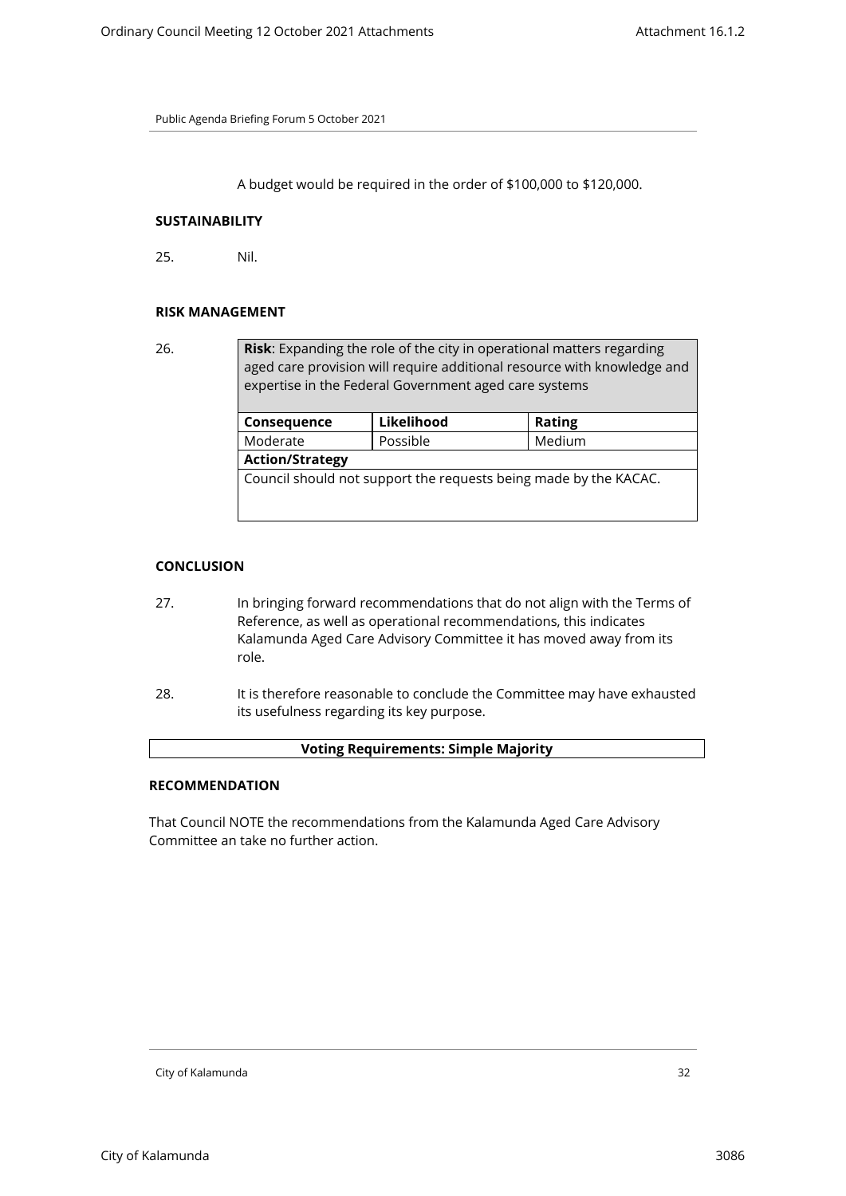A budget would be required in the order of $100,000 to $120,000.

**SUSTAINABILITY**

25. Nil.

**RISK MANAGEMENT**

26.

| **Risk**: Expanding the role of the city in operational matters regarding aged care provision will require additional resource with knowledge and expertise in the Federal Government aged care systems | | |
|---|---|---|
| **Consequence** | **Likelihood** | **Rating** |
| Moderate | Possible | Medium |
| **Action/Strategy** | | |
| Council should not support the requests being made by the KACAC. | | |

**CONCLUSION**

27. In bringing forward recommendations that do not align with the Terms of Reference, as well as operational recommendations, this indicates Kalamunda Aged Care Advisory Committee it has moved away from its role.

28. It is therefore reasonable to conclude the Committee may have exhausted its usefulness regarding its key purpose.

**Voting Requirements: Simple Majority**

**RECOMMENDATION**

That Council NOTE the recommendations from the Kalamunda Aged Care Advisory Committee an take no further action.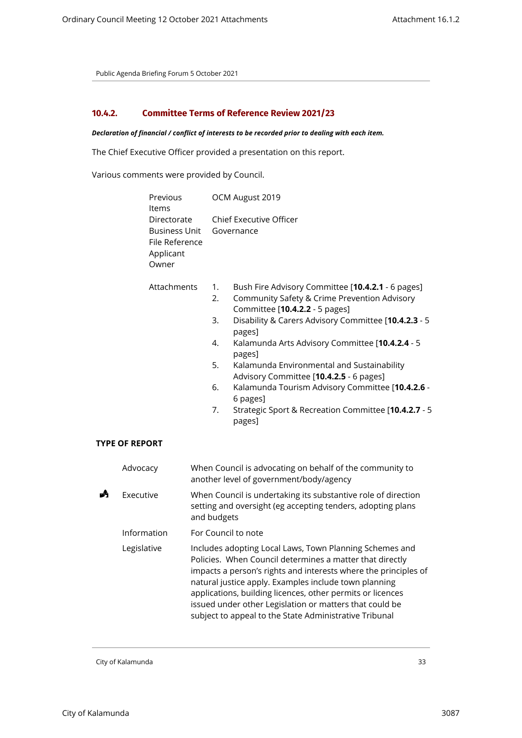## 10.4.2. Committee Terms of Reference Review 2021/23

***Declaration of financial / conflict of interests to be recorded prior to dealing with each item.***

The Chief Executive Officer provided a presentation on this report.

Various comments were provided by Council.

| | |
|---|---|
| Previous Items | OCM August 2019 |
| Directorate | Chief Executive Officer |
| Business Unit | Governance |
| File Reference | |
| Applicant | |
| Owner | |
| Attachments | 1. Bush Fire Advisory Committee [**10.4.2.1** - 6 pages]<br>2. Community Safety & Crime Prevention Advisory Committee [**10.4.2.2** - 5 pages]<br>3. Disability & Carers Advisory Committee [**10.4.2.3** - 5 pages]<br>4. Kalamunda Arts Advisory Committee [**10.4.2.4** - 5 pages]<br>5. Kalamunda Environmental and Sustainability Advisory Committee [**10.4.2.5** - 6 pages]<br>6. Kalamunda Tourism Advisory Committee [**10.4.2.6** - 6 pages]<br>7. Strategic Sport & Recreation Committee [**10.4.2.7** - 5 pages] |

**TYPE OF REPORT**

| | | |
|---|---|---|
| | Advocacy | When Council is advocating on behalf of the community to another level of government/body/agency |
| ✓ | Executive | When Council is undertaking its substantive role of direction setting and oversight (eg accepting tenders, adopting plans and budgets |
| | Information | For Council to note |
| | Legislative | Includes adopting Local Laws, Town Planning Schemes and Policies. When Council determines a matter that directly impacts a person's rights and interests where the principles of natural justice apply. Examples include town planning applications, building licences, other permits or licences issued under other Legislation or matters that could be subject to appeal to the State Administrative Tribunal |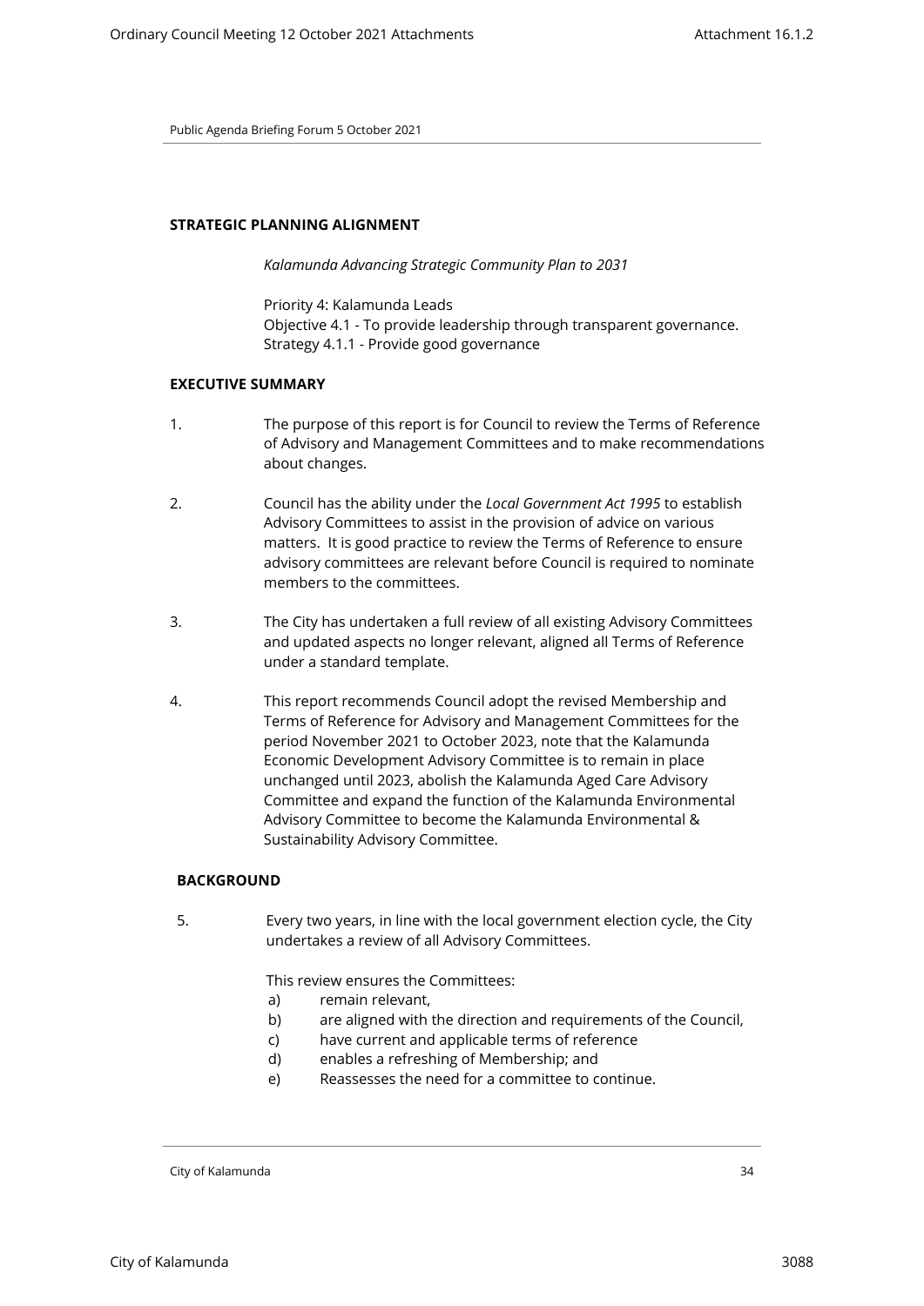Public Agenda Briefing Forum 5 October 2021

**STRATEGIC PLANNING ALIGNMENT**

*Kalamunda Advancing Strategic Community Plan to 2031*

Priority 4: Kalamunda Leads
Objective 4.1 - To provide leadership through transparent governance.
Strategy 4.1.1 - Provide good governance

**EXECUTIVE SUMMARY**

1. The purpose of this report is for Council to review the Terms of Reference of Advisory and Management Committees and to make recommendations about changes.

2. Council has the ability under the *Local Government Act 1995* to establish Advisory Committees to assist in the provision of advice on various matters. It is good practice to review the Terms of Reference to ensure advisory committees are relevant before Council is required to nominate members to the committees.

3. The City has undertaken a full review of all existing Advisory Committees and updated aspects no longer relevant, aligned all Terms of Reference under a standard template.

4. This report recommends Council adopt the revised Membership and Terms of Reference for Advisory and Management Committees for the period November 2021 to October 2023, note that the Kalamunda Economic Development Advisory Committee is to remain in place unchanged until 2023, abolish the Kalamunda Aged Care Advisory Committee and expand the function of the Kalamunda Environmental Advisory Committee to become the Kalamunda Environmental & Sustainability Advisory Committee.

**BACKGROUND**

5. Every two years, in line with the local government election cycle, the City undertakes a review of all Advisory Committees.

   This review ensures the Committees:

   a) remain relevant,
   b) are aligned with the direction and requirements of the Council,
   c) have current and applicable terms of reference
   d) enables a refreshing of Membership; and
   e) Reassesses the need for a committee to continue.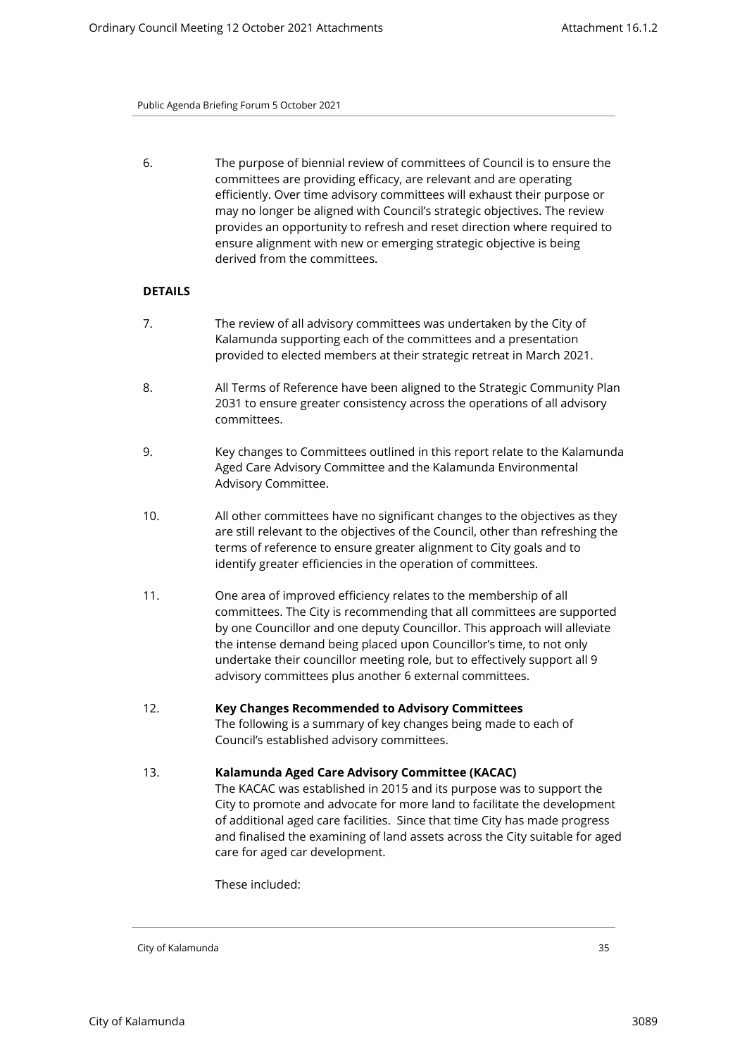6. The purpose of biennial review of committees of Council is to ensure the committees are providing efficacy, are relevant and are operating efficiently. Over time advisory committees will exhaust their purpose or may no longer be aligned with Council's strategic objectives. The review provides an opportunity to refresh and reset direction where required to ensure alignment with new or emerging strategic objective is being derived from the committees.

**DETAILS**

7. The review of all advisory committees was undertaken by the City of Kalamunda supporting each of the committees and a presentation provided to elected members at their strategic retreat in March 2021.

8. All Terms of Reference have been aligned to the Strategic Community Plan 2031 to ensure greater consistency across the operations of all advisory committees.

9. Key changes to Committees outlined in this report relate to the Kalamunda Aged Care Advisory Committee and the Kalamunda Environmental Advisory Committee.

10. All other committees have no significant changes to the objectives as they are still relevant to the objectives of the Council, other than refreshing the terms of reference to ensure greater alignment to City goals and to identify greater efficiencies in the operation of committees.

11. One area of improved efficiency relates to the membership of all committees. The City is recommending that all committees are supported by one Councillor and one deputy Councillor. This approach will alleviate the intense demand being placed upon Councillor's time, to not only undertake their councillor meeting role, but to effectively support all 9 advisory committees plus another 6 external committees.

12. **Key Changes Recommended to Advisory Committees**
The following is a summary of key changes being made to each of Council's established advisory committees.

13. **Kalamunda Aged Care Advisory Committee (KACAC)**
The KACAC was established in 2015 and its purpose was to support the City to promote and advocate for more land to facilitate the development of additional aged care facilities. Since that time City has made progress and finalised the examining of land assets across the City suitable for aged care for aged car development.

These included: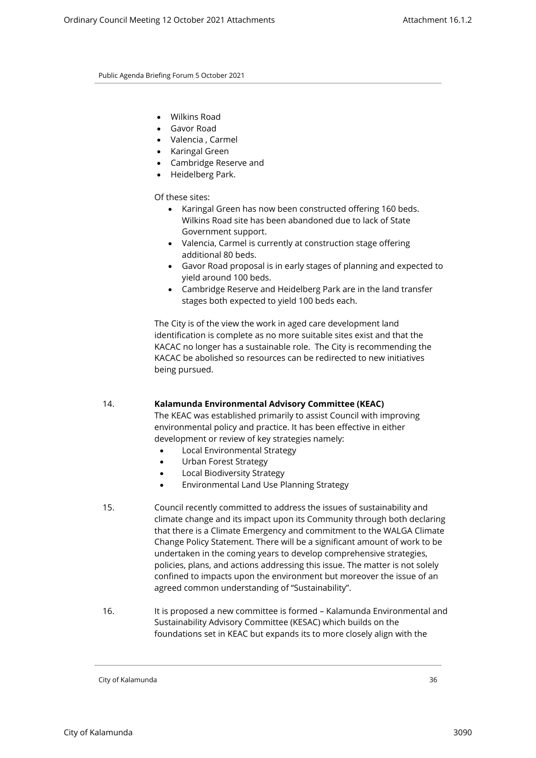- Wilkins Road
- Gavor Road
- Valencia , Carmel
- Karingal Green
- Cambridge Reserve and
- Heidelberg Park.

Of these sites:

- Karingal Green has now been constructed offering 160 beds. Wilkins Road site has been abandoned due to lack of State Government support.
- Valencia, Carmel is currently at construction stage offering additional 80 beds.
- Gavor Road proposal is in early stages of planning and expected to yield around 100 beds.
- Cambridge Reserve and Heidelberg Park are in the land transfer stages both expected to yield 100 beds each.

The City is of the view the work in aged care development land identification is complete as no more suitable sites exist and that the KACAC no longer has a sustainable role. The City is recommending the KACAC be abolished so resources can be redirected to new initiatives being pursued.

14. **Kalamunda Environmental Advisory Committee (KEAC)**
The KEAC was established primarily to assist Council with improving environmental policy and practice. It has been effective in either development or review of key strategies namely:
    - Local Environmental Strategy
    - Urban Forest Strategy
    - Local Biodiversity Strategy
    - Environmental Land Use Planning Strategy

15. Council recently committed to address the issues of sustainability and climate change and its impact upon its Community through both declaring that there is a Climate Emergency and commitment to the WALGA Climate Change Policy Statement. There will be a significant amount of work to be undertaken in the coming years to develop comprehensive strategies, policies, plans, and actions addressing this issue. The matter is not solely confined to impacts upon the environment but moreover the issue of an agreed common understanding of "Sustainability".

16. It is proposed a new committee is formed – Kalamunda Environmental and Sustainability Advisory Committee (KESAC) which builds on the foundations set in KEAC but expands its to more closely align with the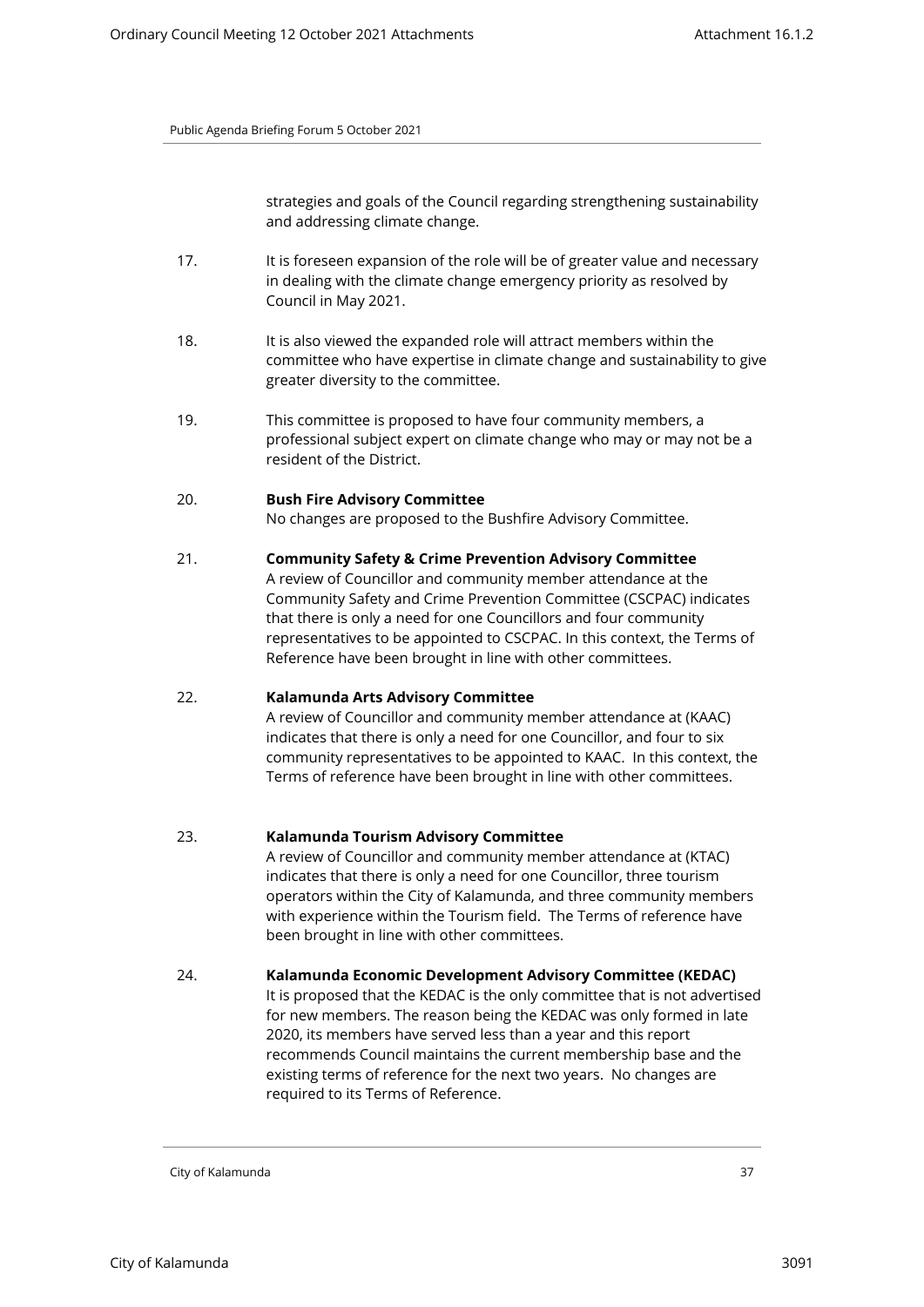strategies and goals of the Council regarding strengthening sustainability and addressing climate change.

17. It is foreseen expansion of the role will be of greater value and necessary in dealing with the climate change emergency priority as resolved by Council in May 2021.

18. It is also viewed the expanded role will attract members within the committee who have expertise in climate change and sustainability to give greater diversity to the committee.

19. This committee is proposed to have four community members, a professional subject expert on climate change who may or may not be a resident of the District.

20. **Bush Fire Advisory Committee**
No changes are proposed to the Bushfire Advisory Committee.

21. **Community Safety & Crime Prevention Advisory Committee**
A review of Councillor and community member attendance at the Community Safety and Crime Prevention Committee (CSCPAC) indicates that there is only a need for one Councillors and four community representatives to be appointed to CSCPAC. In this context, the Terms of Reference have been brought in line with other committees.

22. **Kalamunda Arts Advisory Committee**
A review of Councillor and community member attendance at (KAAC) indicates that there is only a need for one Councillor, and four to six community representatives to be appointed to KAAC. In this context, the Terms of reference have been brought in line with other committees.

23. **Kalamunda Tourism Advisory Committee**
A review of Councillor and community member attendance at (KTAC) indicates that there is only a need for one Councillor, three tourism operators within the City of Kalamunda, and three community members with experience within the Tourism field. The Terms of reference have been brought in line with other committees.

24. **Kalamunda Economic Development Advisory Committee (KEDAC)**
It is proposed that the KEDAC is the only committee that is not advertised for new members. The reason being the KEDAC was only formed in late 2020, its members have served less than a year and this report recommends Council maintains the current membership base and the existing terms of reference for the next two years. No changes are required to its Terms of Reference.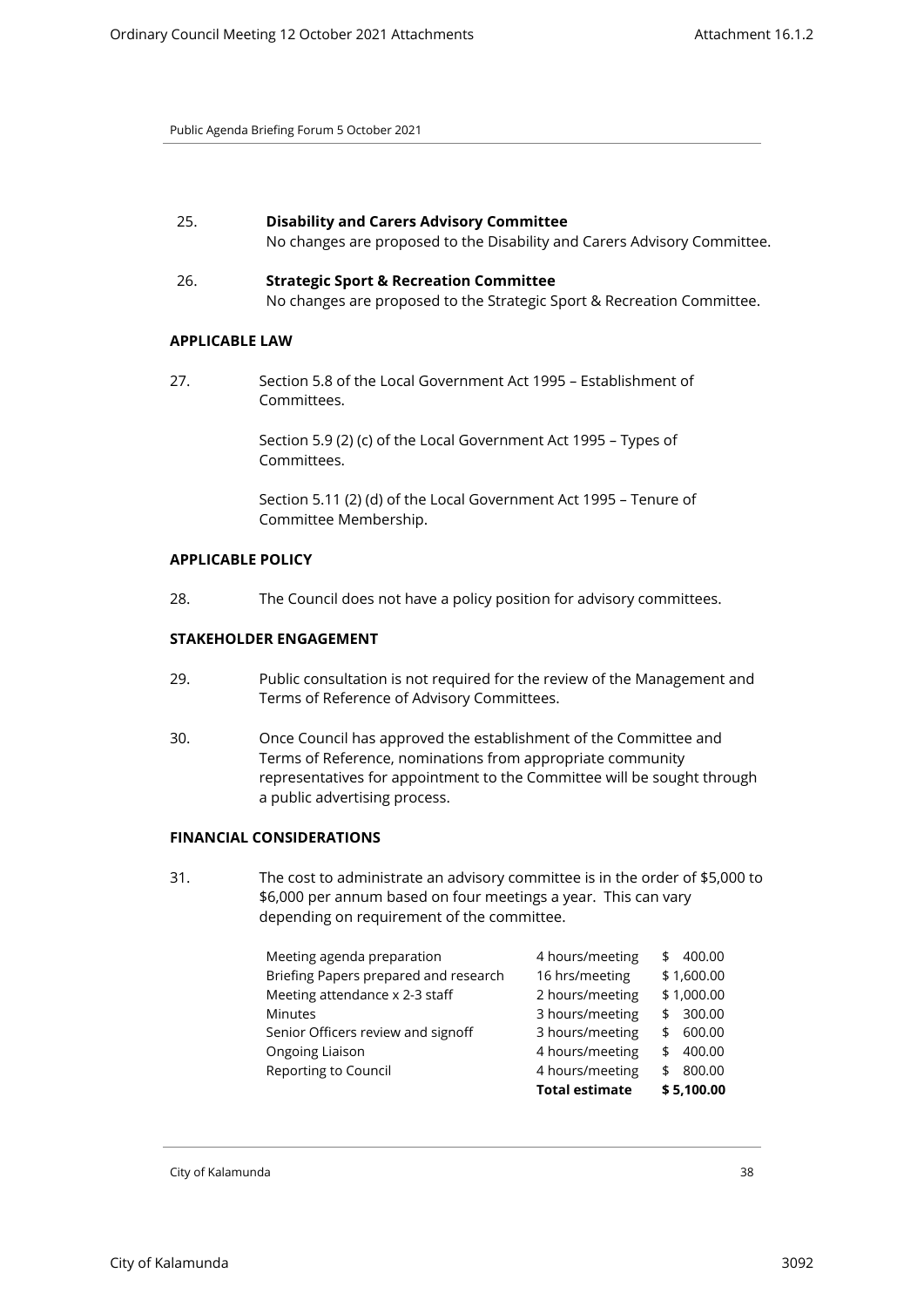25. **Disability and Carers Advisory Committee**
No changes are proposed to the Disability and Carers Advisory Committee.

26. **Strategic Sport & Recreation Committee**
No changes are proposed to the Strategic Sport & Recreation Committee.

**APPLICABLE LAW**

27. Section 5.8 of the Local Government Act 1995 – Establishment of Committees.

Section 5.9 (2) (c) of the Local Government Act 1995 – Types of Committees.

Section 5.11 (2) (d) of the Local Government Act 1995 – Tenure of Committee Membership.

**APPLICABLE POLICY**

28. The Council does not have a policy position for advisory committees.

**STAKEHOLDER ENGAGEMENT**

29. Public consultation is not required for the review of the Management and Terms of Reference of Advisory Committees.

30. Once Council has approved the establishment of the Committee and Terms of Reference, nominations from appropriate community representatives for appointment to the Committee will be sought through a public advertising process.

**FINANCIAL CONSIDERATIONS**

31. The cost to administrate an advisory committee is in the order of $5,000 to $6,000 per annum based on four meetings a year. This can vary depending on requirement of the committee.

| | | |
|---|---|---|
| Meeting agenda preparation | 4 hours/meeting | $ 400.00 |
| Briefing Papers prepared and research | 16 hrs/meeting | $ 1,600.00 |
| Meeting attendance x 2-3 staff | 2 hours/meeting | $ 1,000.00 |
| Minutes | 3 hours/meeting | $ 300.00 |
| Senior Officers review and signoff | 3 hours/meeting | $ 600.00 |
| Ongoing Liaison | 4 hours/meeting | $ 400.00 |
| Reporting to Council | 4 hours/meeting | $ 800.00 |
| | **Total estimate** | **$ 5,100.00** |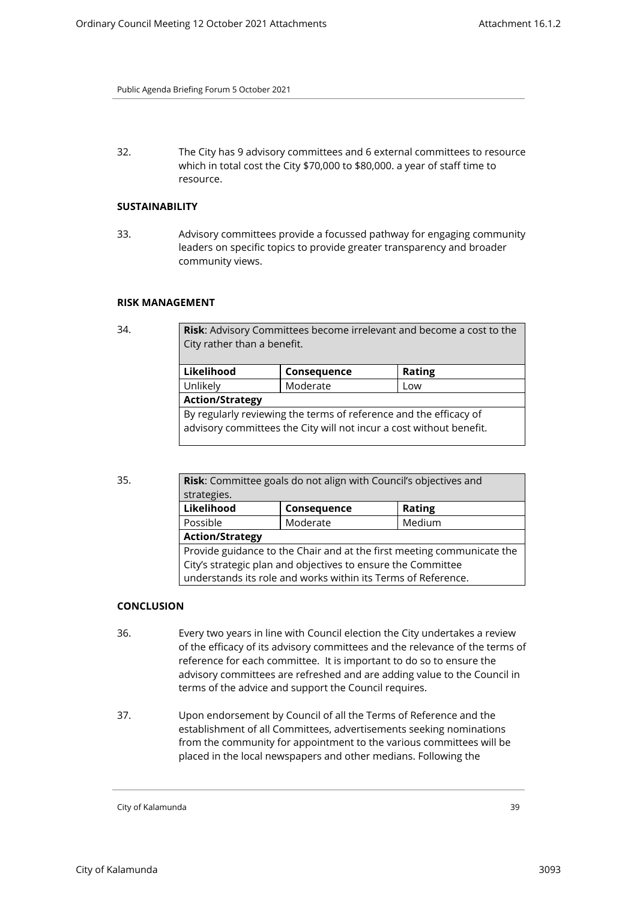32. The City has 9 advisory committees and 6 external committees to resource which in total cost the City $70,000 to $80,000. a year of staff time to resource.

**SUSTAINABILITY**

33. Advisory committees provide a focussed pathway for engaging community leaders on specific topics to provide greater transparency and broader community views.

**RISK MANAGEMENT**

34.

| **Risk**: Advisory Committees become irrelevant and become a cost to the City rather than a benefit. | | |
|---|---|---|
| **Likelihood** | **Consequence** | **Rating** |
| Unlikely | Moderate | Low |
| **Action/Strategy** | | |
| By regularly reviewing the terms of reference and the efficacy of advisory committees the City will not incur a cost without benefit. | | |

35.

| **Risk**: Committee goals do not align with Council's objectives and strategies. | | |
|---|---|---|
| **Likelihood** | **Consequence** | **Rating** |
| Possible | Moderate | Medium |
| **Action/Strategy** | | |
| Provide guidance to the Chair and at the first meeting communicate the City's strategic plan and objectives to ensure the Committee understands its role and works within its Terms of Reference. | | |

**CONCLUSION**

36. Every two years in line with Council election the City undertakes a review of the efficacy of its advisory committees and the relevance of the terms of reference for each committee. It is important to do so to ensure the advisory committees are refreshed and are adding value to the Council in terms of the advice and support the Council requires.

37. Upon endorsement by Council of all the Terms of Reference and the establishment of all Committees, advertisements seeking nominations from the community for appointment to the various committees will be placed in the local newspapers and other medians. Following the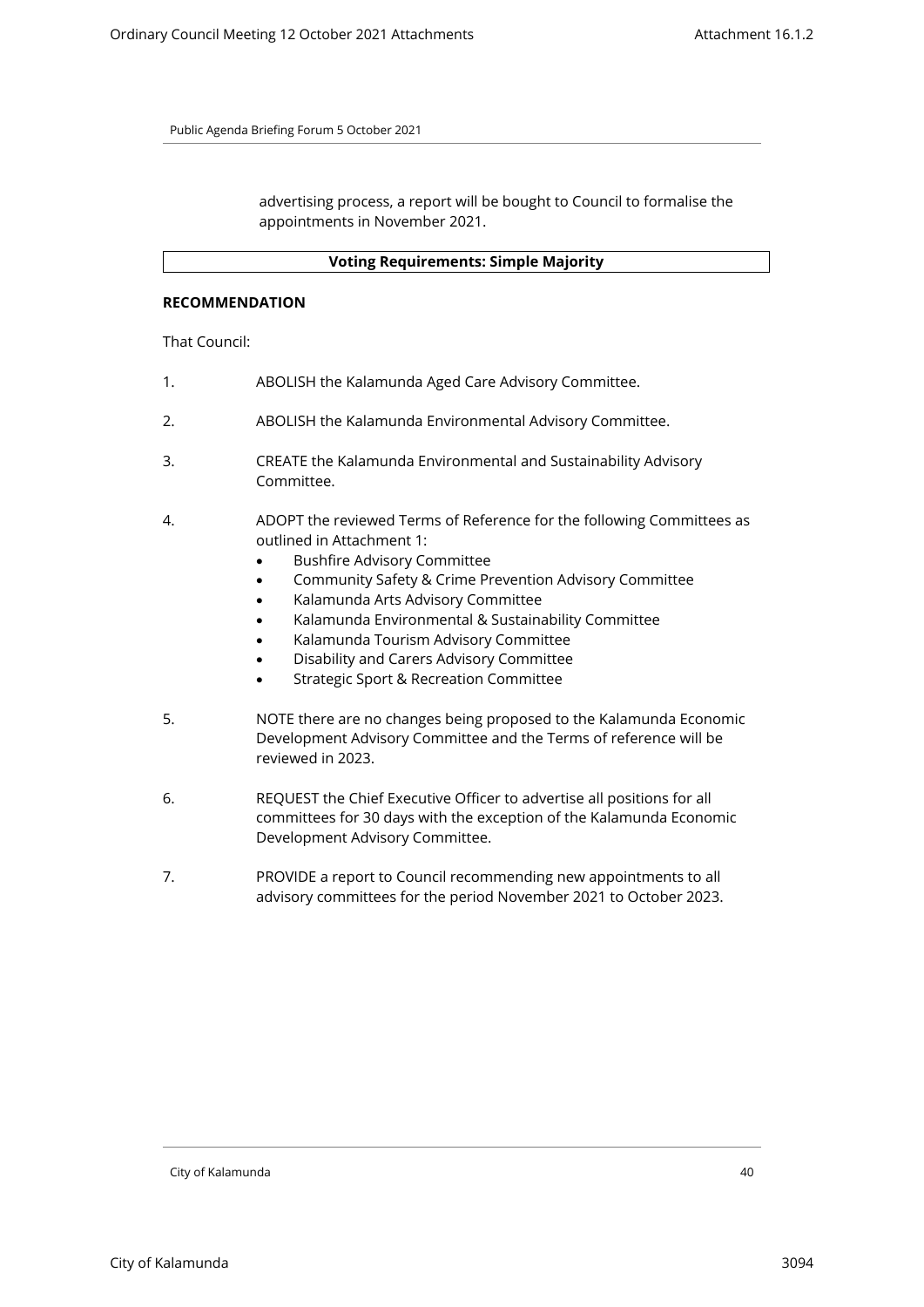advertising process, a report will be bought to Council to formalise the appointments in November 2021.

**Voting Requirements: Simple Majority**

**RECOMMENDATION**

That Council:

1. ABOLISH the Kalamunda Aged Care Advisory Committee.

2. ABOLISH the Kalamunda Environmental Advisory Committee.

3. CREATE the Kalamunda Environmental and Sustainability Advisory Committee.

4. ADOPT the reviewed Terms of Reference for the following Committees as outlined in Attachment 1:
   - Bushfire Advisory Committee
   - Community Safety & Crime Prevention Advisory Committee
   - Kalamunda Arts Advisory Committee
   - Kalamunda Environmental & Sustainability Committee
   - Kalamunda Tourism Advisory Committee
   - Disability and Carers Advisory Committee
   - Strategic Sport & Recreation Committee

5. NOTE there are no changes being proposed to the Kalamunda Economic Development Advisory Committee and the Terms of reference will be reviewed in 2023.

6. REQUEST the Chief Executive Officer to advertise all positions for all committees for 30 days with the exception of the Kalamunda Economic Development Advisory Committee.

7. PROVIDE a report to Council recommending new appointments to all advisory committees for the period November 2021 to October 2023.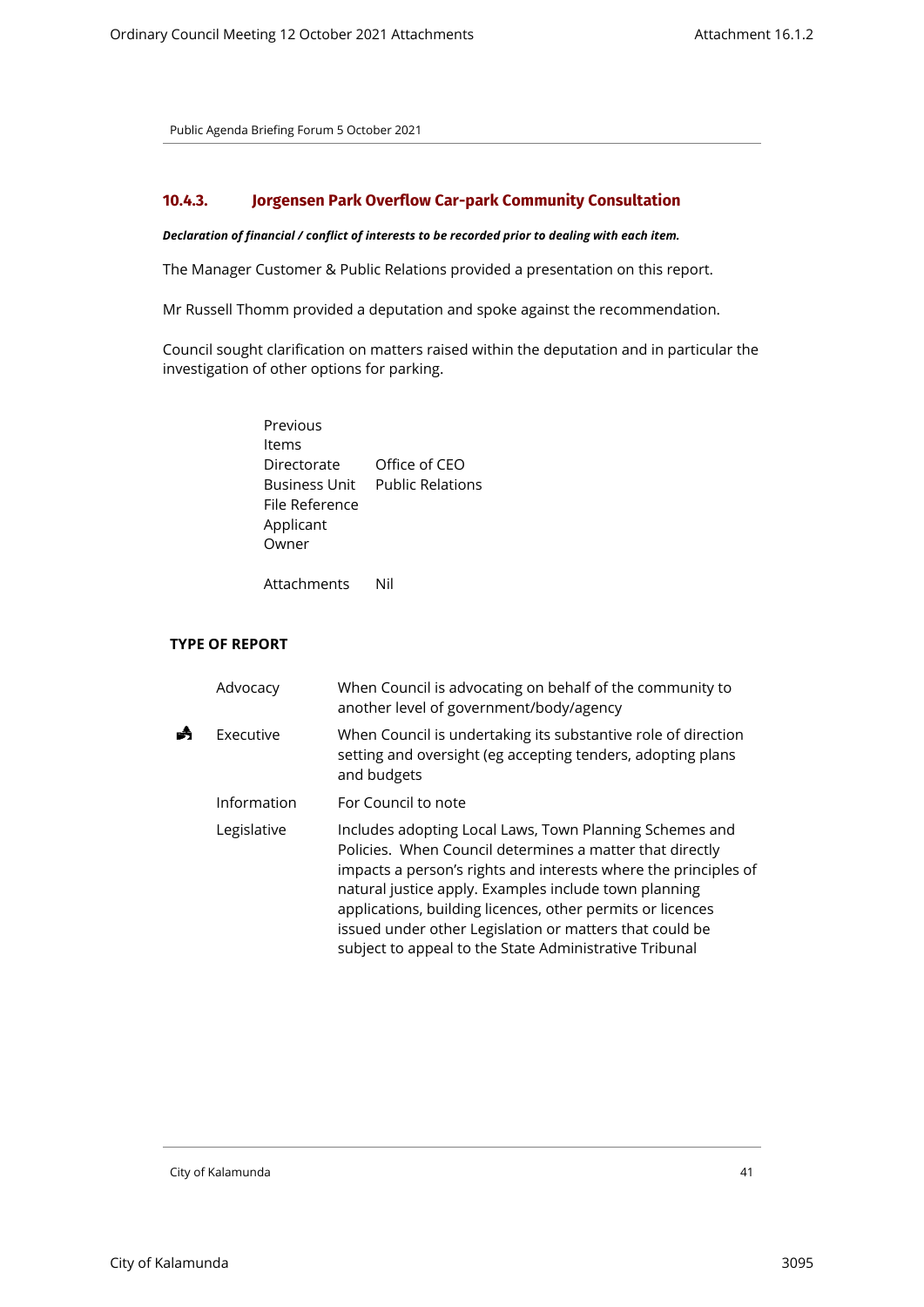Public Agenda Briefing Forum 5 October 2021

### 10.4.3. Jorgensen Park Overflow Car-park Community Consultation

***Declaration of financial / conflict of interests to be recorded prior to dealing with each item.***

The Manager Customer & Public Relations provided a presentation on this report.

Mr Russell Thomm provided a deputation and spoke against the recommendation.

Council sought clarification on matters raised within the deputation and in particular the investigation of other options for parking.

| | |
|---|---|
| Previous Items | |
| Directorate | Office of CEO |
| Business Unit | Public Relations |
| File Reference | |
| Applicant | |
| Owner | |
| Attachments | Nil |

**TYPE OF REPORT**

| | | |
|---|---|---|
| | Advocacy | When Council is advocating on behalf of the community to another level of government/body/agency |
| ✓ | Executive | When Council is undertaking its substantive role of direction setting and oversight (eg accepting tenders, adopting plans and budgets |
| | Information | For Council to note |
| | Legislative | Includes adopting Local Laws, Town Planning Schemes and Policies. When Council determines a matter that directly impacts a person's rights and interests where the principles of natural justice apply. Examples include town planning applications, building licences, other permits or licences issued under other Legislation or matters that could be subject to appeal to the State Administrative Tribunal |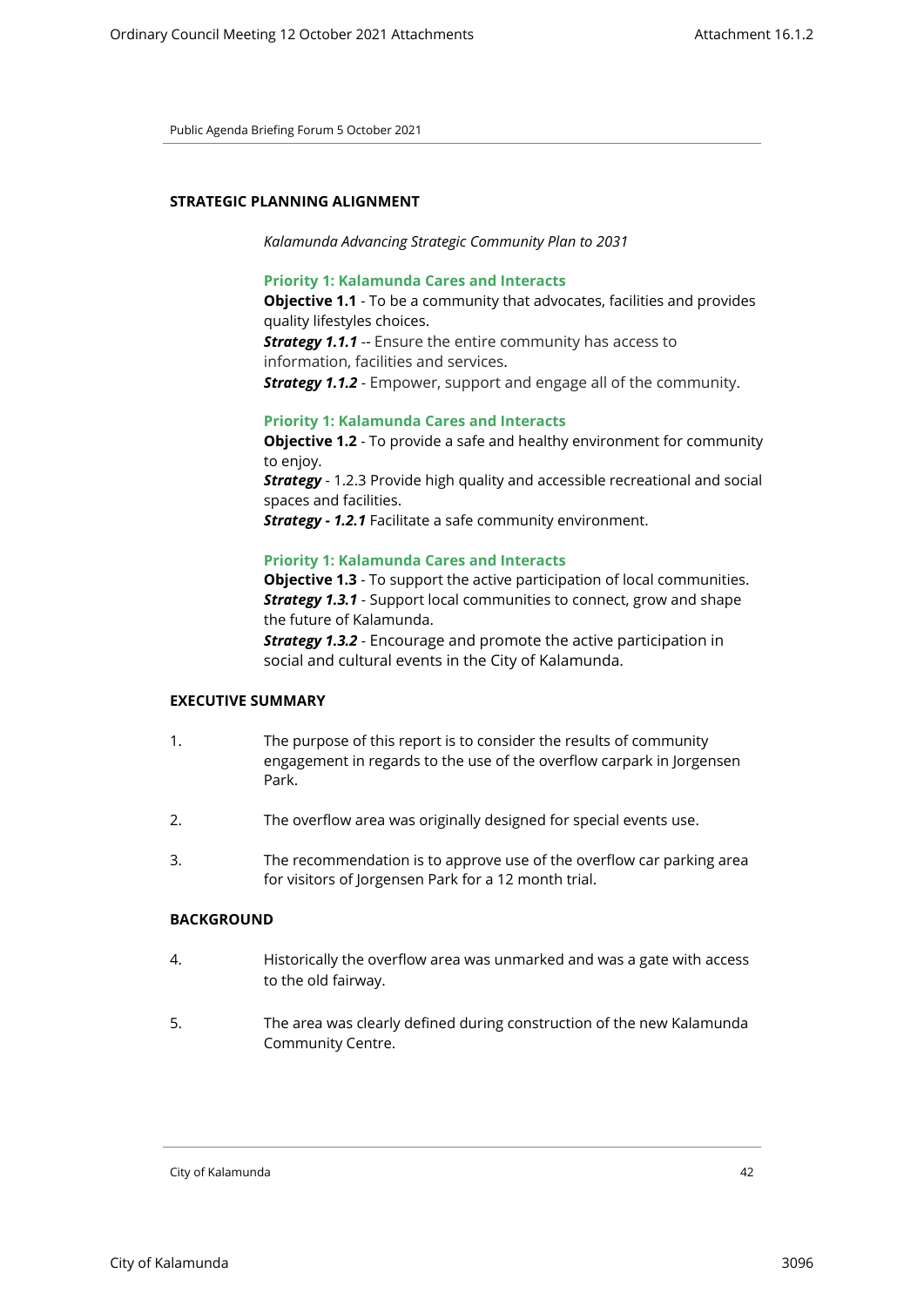## STRATEGIC PLANNING ALIGNMENT

*Kalamunda Advancing Strategic Community Plan to 2031*

**Priority 1: Kalamunda Cares and Interacts**
**Objective 1.1** - To be a community that advocates, facilities and provides quality lifestyles choices.
***Strategy 1.1.1*** -- Ensure the entire community has access to information, facilities and services.
***Strategy 1.1.2*** - Empower, support and engage all of the community.

**Priority 1: Kalamunda Cares and Interacts**
**Objective 1.2** - To provide a safe and healthy environment for community to enjoy.
***Strategy*** - 1.2.3 Provide high quality and accessible recreational and social spaces and facilities.
***Strategy - 1.2.1*** Facilitate a safe community environment.

**Priority 1: Kalamunda Cares and Interacts**
**Objective 1.3** - To support the active participation of local communities.
***Strategy 1.3.1*** - Support local communities to connect, grow and shape the future of Kalamunda.
***Strategy 1.3.2*** - Encourage and promote the active participation in social and cultural events in the City of Kalamunda.

## EXECUTIVE SUMMARY

1. The purpose of this report is to consider the results of community engagement in regards to the use of the overflow carpark in Jorgensen Park.

2. The overflow area was originally designed for special events use.

3. The recommendation is to approve use of the overflow car parking area for visitors of Jorgensen Park for a 12 month trial.

## BACKGROUND

4. Historically the overflow area was unmarked and was a gate with access to the old fairway.

5. The area was clearly defined during construction of the new Kalamunda Community Centre.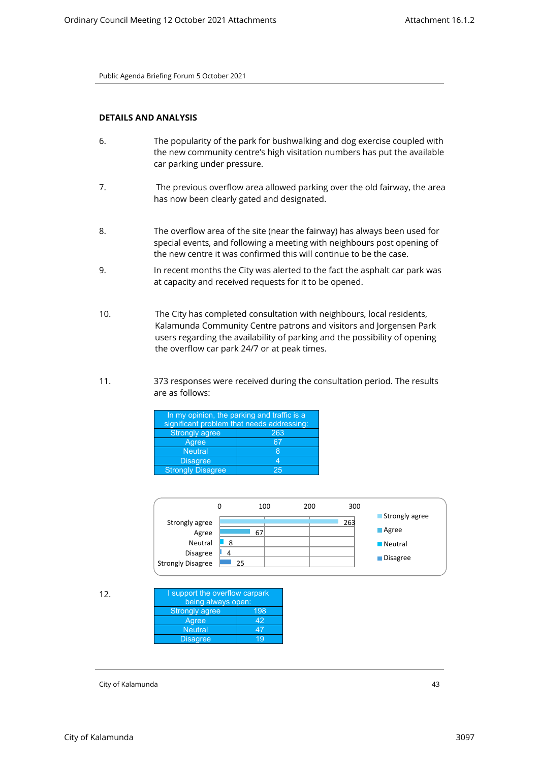Public Agenda Briefing Forum 5 October 2021

**DETAILS AND ANALYSIS**

6. The popularity of the park for bushwalking and dog exercise coupled with the new community centre's high visitation numbers has put the available car parking under pressure.

7. The previous overflow area allowed parking over the old fairway, the area has now been clearly gated and designated.

8. The overflow area of the site (near the fairway) has always been used for special events, and following a meeting with neighbours post opening of the new centre it was confirmed this will continue to be the case.

9. In recent months the City was alerted to the fact the asphalt car park was at capacity and received requests for it to be opened.

10. The City has completed consultation with neighbours, local residents, Kalamunda Community Centre patrons and visitors and Jorgensen Park users regarding the availability of parking and the possibility of opening the overflow car park 24/7 or at peak times.

11. 373 responses were received during the consultation period. The results are as follows:

| In my opinion, the parking and traffic is a significant problem that needs addressing: | |
|---|---|
| Strongly agree | 263 |
| Agree | 67 |
| Neutral | 8 |
| Disagree | 4 |
| Strongly Disagree | 25 |

| Response | Count |
|---|---|
| Strongly agree | 263 |
| Agree | 67 |
| Neutral | 8 |
| Disagree | 4 |
| Strongly Disagree | 25 |

12.

| I support the overflow carpark being always open: | |
|---|---|
| Strongly agree | 198 |
| Agree | 42 |
| Neutral | 47 |
| Disagree | 19 |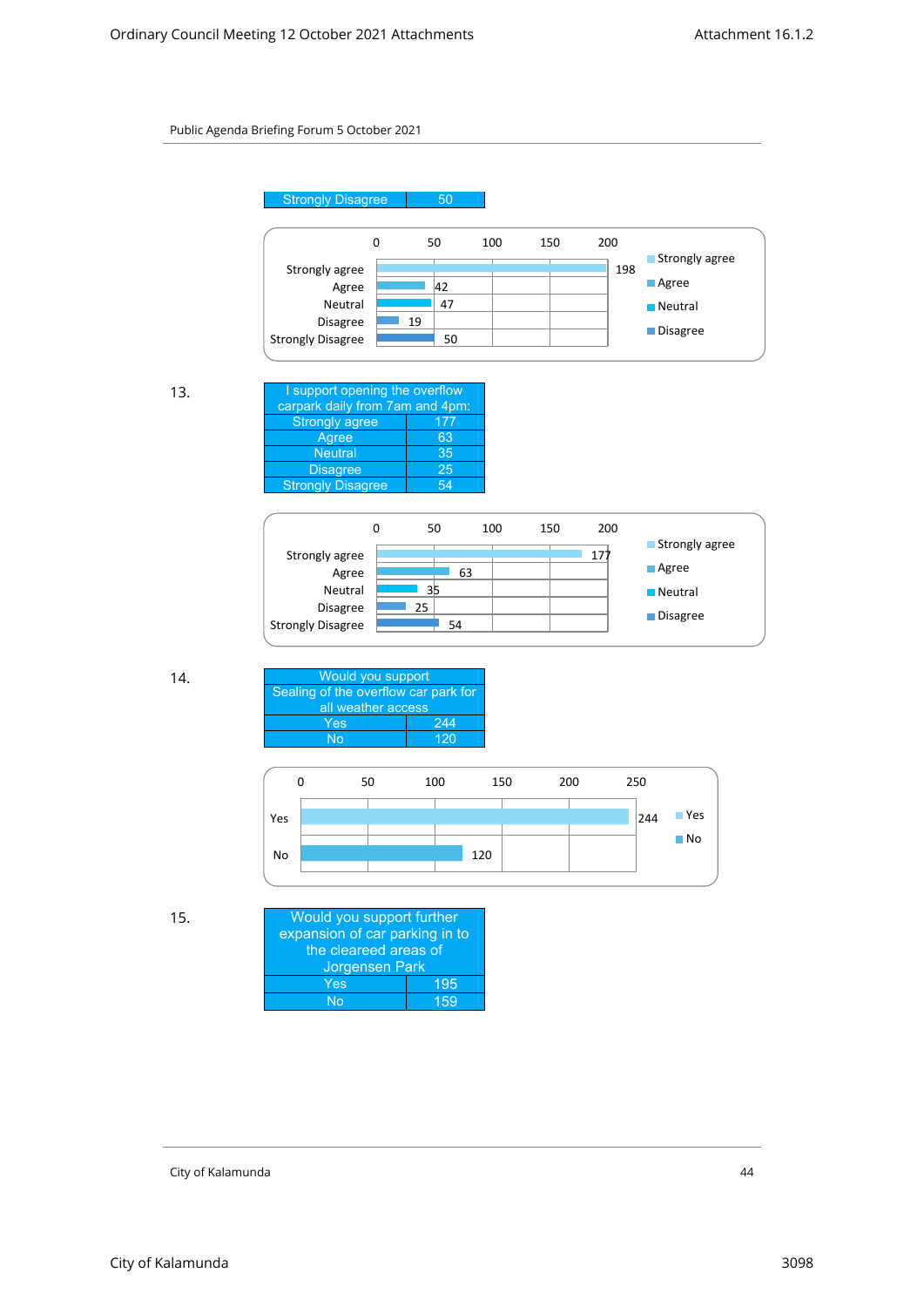Public Agenda Briefing Forum 5 October 2021

| Strongly Disagree | 50 |
|---|---|

| | 0 | 50 | 100 | 150 | 200 |
|---|---|---|---|---|---|
| Strongly agree | 198 | | | | |
| Agree | 42 | | | | |
| Neutral | 47 | | | | |
| Disagree | 19 | | | | |
| Strongly Disagree | 50 | | | | |

13.

| I support opening the overflow carpark daily from 7am and 4pm: | |
|---|---|
| Strongly agree | 177 |
| Agree | 63 |
| Neutral | 35 |
| Disagree | 25 |
| Strongly Disagree | 54 |

| | 0 | 50 | 100 | 150 | 200 |
|---|---|---|---|---|---|
| Strongly agree | 177 | | | | |
| Agree | 63 | | | | |
| Neutral | 35 | | | | |
| Disagree | 25 | | | | |
| Strongly Disagree | 54 | | | | |

14.

| Would you support Sealing of the overflow car park for all weather access | |
|---|---|
| Yes | 244 |
| No | 120 |

| | 0 | 50 | 100 | 150 | 200 | 250 |
|---|---|---|---|---|---|---|
| Yes | 244 | | | | | |
| No | 120 | | | | | |

15.

| Would you support further expansion of car parking in to the cleareed areas of Jorgensen Park | |
|---|---|
| Yes | 195 |
| No | 159 |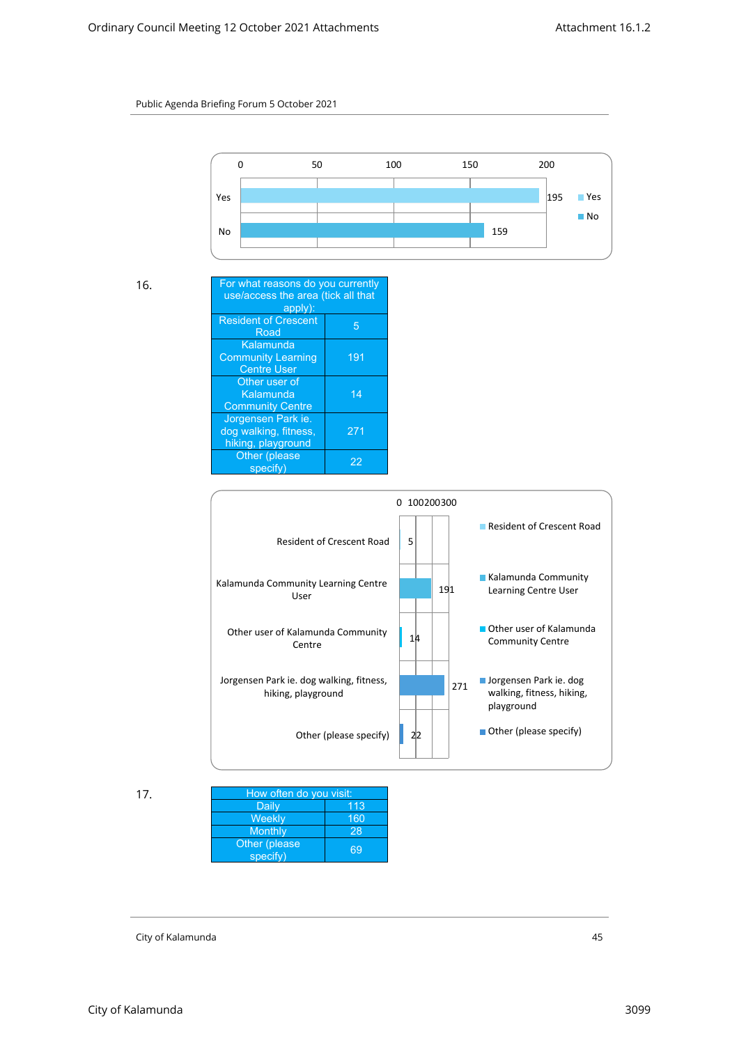Public Agenda Briefing Forum 5 October 2021

| | 0 | 50 | 100 | 150 | 200 |
|---|---|---|---|---|---|
| Yes | 195 | | | | |
| No | 159 | | | | |

16.

| For what reasons do you currently use/access the area (tick all that apply): | |
|---|---|
| Resident of Crescent Road | 5 |
| Kalamunda Community Learning Centre User | 191 |
| Other user of Kalamunda Community Centre | 14 |
| Jorgensen Park ie. dog walking, fitness, hiking, playground | 271 |
| Other (please specify) | 22 |

| | Value |
|---|---|
| Resident of Crescent Road | 5 |
| Kalamunda Community Learning Centre User | 191 |
| Other user of Kalamunda Community Centre | 14 |
| Jorgensen Park ie. dog walking, fitness, hiking, playground | 271 |
| Other (please specify) | 22 |

17.

| How often do you visit: | |
|---|---|
| Daily | 113 |
| Weekly | 160 |
| Monthly | 28 |
| Other (please specify) | 69 |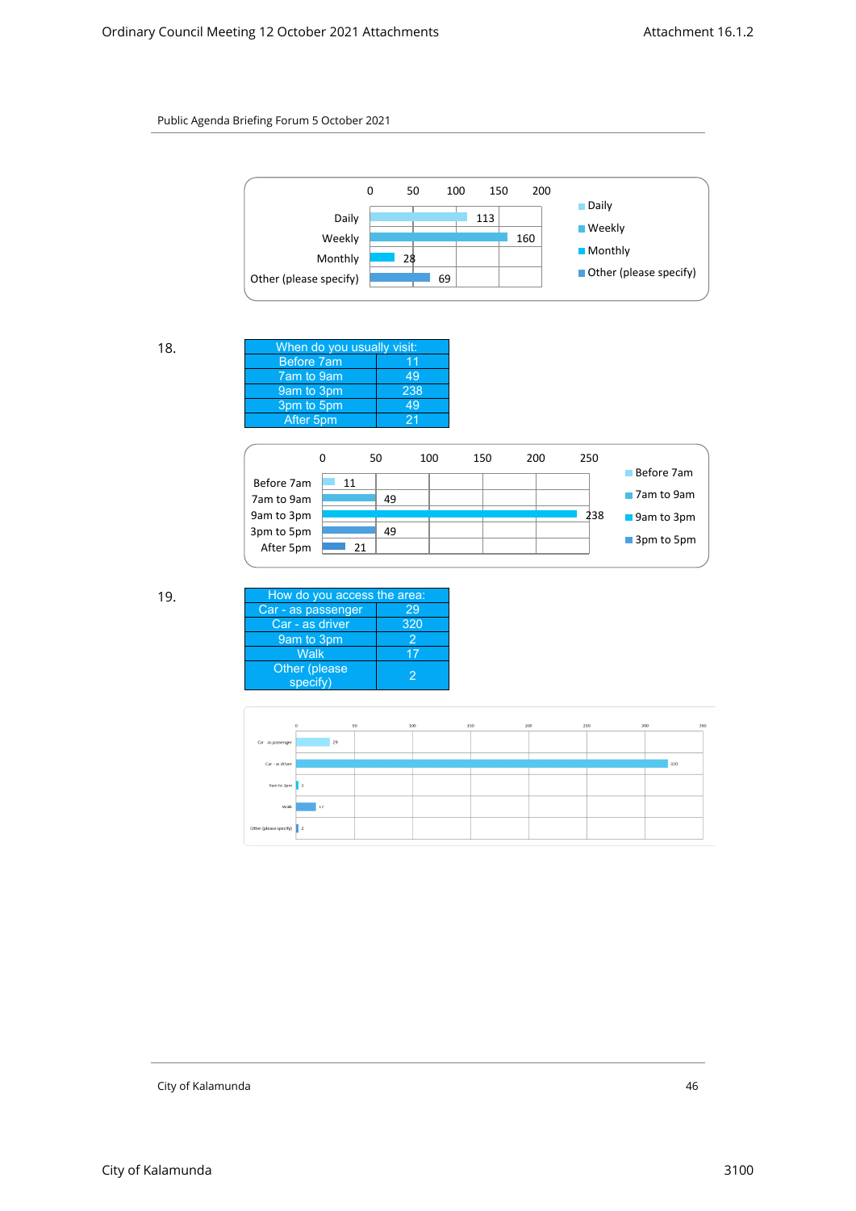| | Count |
|---|---|
| Daily | 113 |
| Weekly | 160 |
| Monthly | 28 |
| Other (please specify) | 69 |

18.

| When do you usually visit: | |
|---|---|
| Before 7am | 11 |
| 7am to 9am | 49 |
| 9am to 3pm | 238 |
| 3pm to 5pm | 49 |
| After 5pm | 21 |

| | Count |
|---|---|
| Before 7am | 11 |
| 7am to 9am | 49 |
| 9am to 3pm | 238 |
| 3pm to 5pm | 49 |
| After 5pm | 21 |

19.

| How do you access the area: | |
|---|---|
| Car - as passenger | 29 |
| Car - as driver | 320 |
| 9am to 3pm | 2 |
| Walk | 17 |
| Other (please specify) | 2 |

| | Count |
|---|---|
| Car - as passenger | 29 |
| Car - as driver | 320 |
| 9am to 3pm | 2 |
| Walk | 17 |
| Other (please specify) | 2 |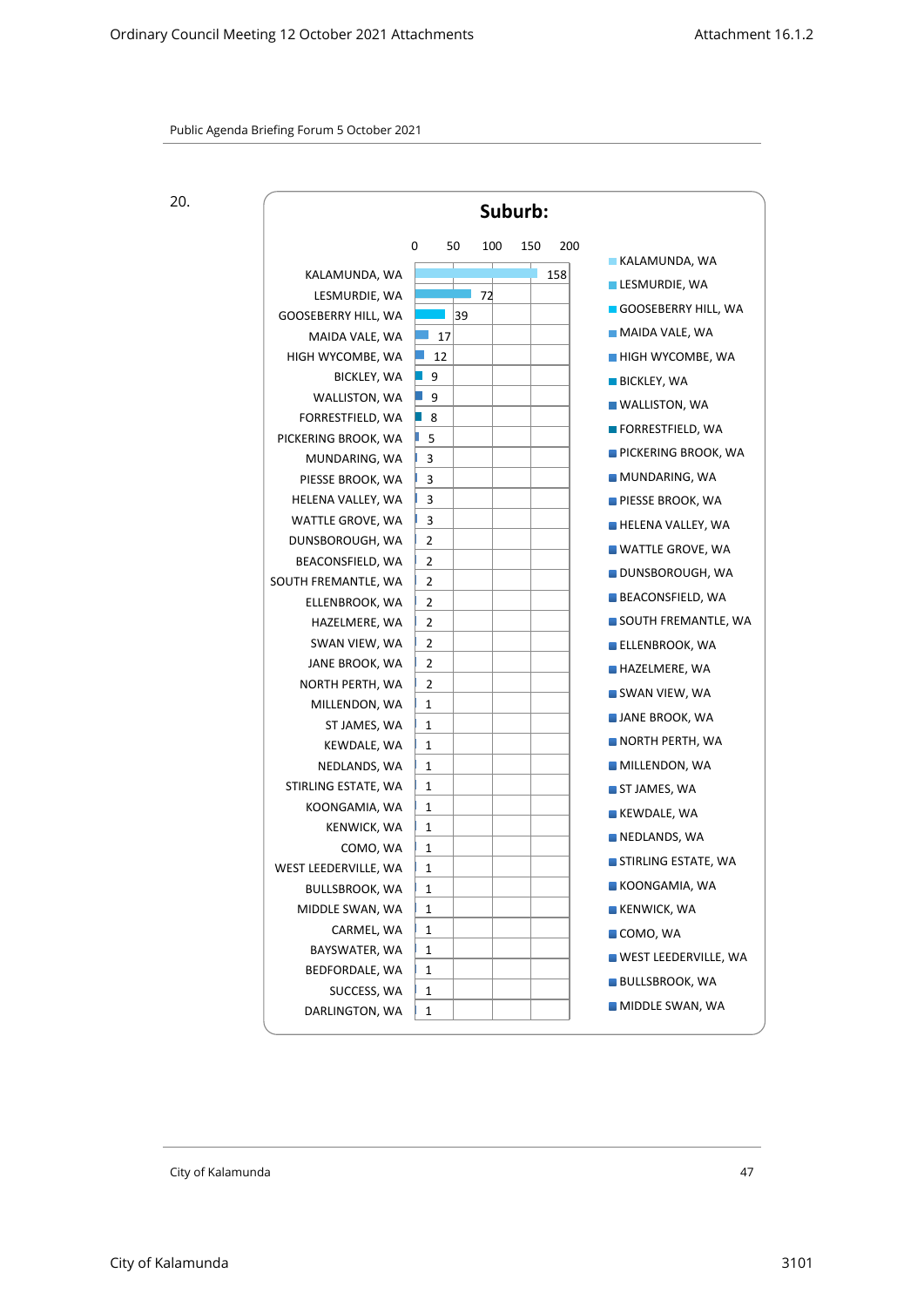Public Agenda Briefing Forum 5 October 2021

20.

**Suburb:**

| Suburb | Count |
|---|---|
| KALAMUNDA, WA | 158 |
| LESMURDIE, WA | 72 |
| GOOSEBERRY HILL, WA | 39 |
| MAIDA VALE, WA | 17 |
| HIGH WYCOMBE, WA | 12 |
| BICKLEY, WA | 9 |
| WALLISTON, WA | 9 |
| FORRESTFIELD, WA | 8 |
| PICKERING BROOK, WA | 5 |
| MUNDARING, WA | 3 |
| PIESSE BROOK, WA | 3 |
| HELENA VALLEY, WA | 3 |
| WATTLE GROVE, WA | 3 |
| DUNSBOROUGH, WA | 2 |
| BEACONSFIELD, WA | 2 |
| SOUTH FREMANTLE, WA | 2 |
| ELLENBROOK, WA | 2 |
| HAZELMERE, WA | 2 |
| SWAN VIEW, WA | 2 |
| JANE BROOK, WA | 2 |
| NORTH PERTH, WA | 2 |
| MILLENDON, WA | 1 |
| ST JAMES, WA | 1 |
| KEWDALE, WA | 1 |
| NEDLANDS, WA | 1 |
| STIRLING ESTATE, WA | 1 |
| KOONGAMIA, WA | 1 |
| KENWICK, WA | 1 |
| COMO, WA | 1 |
| WEST LEEDERVILLE, WA | 1 |
| BULLSBROOK, WA | 1 |
| MIDDLE SWAN, WA | 1 |
| CARMEL, WA | 1 |
| BAYSWATER, WA | 1 |
| BEDFORDALE, WA | 1 |
| SUCCESS, WA | 1 |
| DARLINGTON, WA | 1 |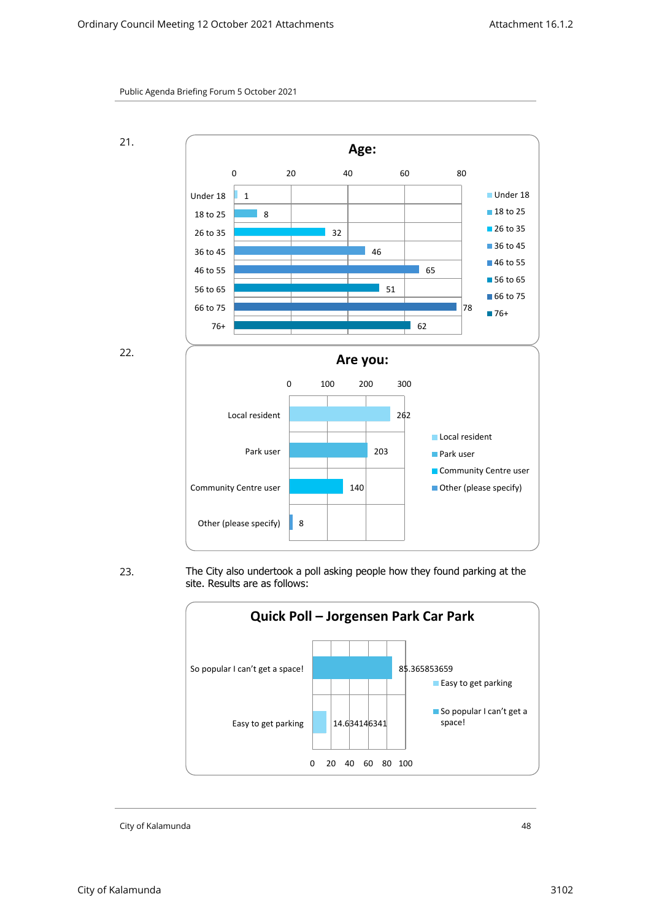Public Agenda Briefing Forum 5 October 2021

21.

**Age:**

| Age | Count |
|---|---|
| Under 18 | 1 |
| 18 to 25 | 8 |
| 26 to 35 | 32 |
| 36 to 45 | 46 |
| 46 to 55 | 65 |
| 56 to 65 | 51 |
| 66 to 75 | 78 |
| 76+ | 62 |

22.

**Are you:**

| Response | Count |
|---|---|
| Local resident | 262 |
| Park user | 203 |
| Community Centre user | 140 |
| Other (please specify) | 8 |

23. The City also undertook a poll asking people how they found parking at the site. Results are as follows:

**Quick Poll – Jorgensen Park Car Park**

| Response | Percentage |
|---|---|
| So popular I can't get a space! | 85.365853659 |
| Easy to get parking | 14.634146341 |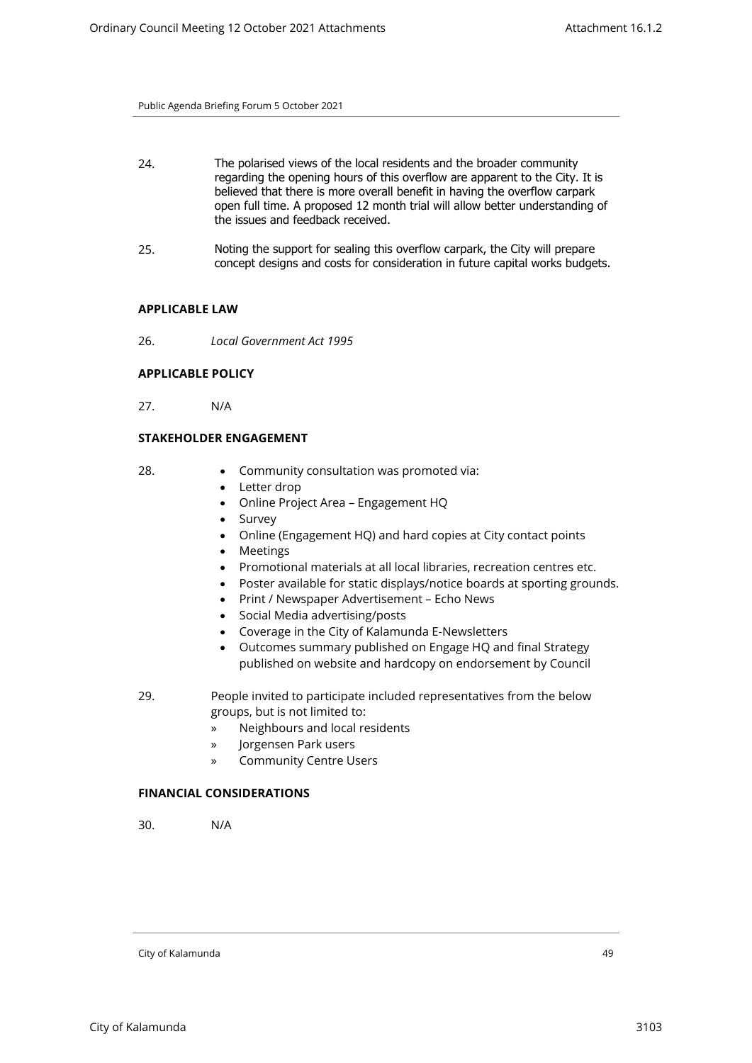24. The polarised views of the local residents and the broader community regarding the opening hours of this overflow are apparent to the City. It is believed that there is more overall benefit in having the overflow carpark open full time. A proposed 12 month trial will allow better understanding of the issues and feedback received.

25. Noting the support for sealing this overflow carpark, the City will prepare concept designs and costs for consideration in future capital works budgets.

**APPLICABLE LAW**

26. *Local Government Act 1995*

**APPLICABLE POLICY**

27. N/A

**STAKEHOLDER ENGAGEMENT**

28.
- Community consultation was promoted via:
- Letter drop
- Online Project Area – Engagement HQ
- Survey
- Online (Engagement HQ) and hard copies at City contact points
- Meetings
- Promotional materials at all local libraries, recreation centres etc.
- Poster available for static displays/notice boards at sporting grounds.
- Print / Newspaper Advertisement – Echo News
- Social Media advertising/posts
- Coverage in the City of Kalamunda E-Newsletters
- Outcomes summary published on Engage HQ and final Strategy published on website and hardcopy on endorsement by Council

29. People invited to participate included representatives from the below groups, but is not limited to:
   - » Neighbours and local residents
   - » Jorgensen Park users
   - » Community Centre Users

**FINANCIAL CONSIDERATIONS**

30. N/A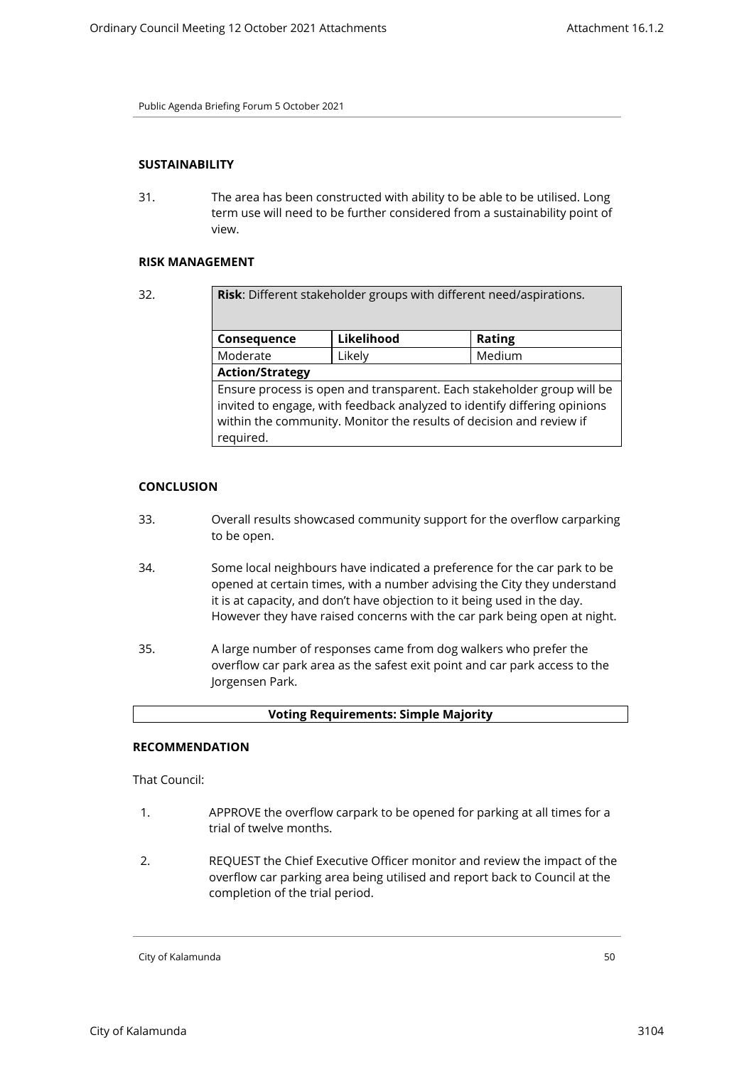### SUSTAINABILITY

31. The area has been constructed with ability to be able to be utilised. Long term use will need to be further considered from a sustainability point of view.

### RISK MANAGEMENT

32.

| **Risk**: Different stakeholder groups with different need/aspirations. | | |
|---|---|---|
| **Consequence** | **Likelihood** | **Rating** |
| Moderate | Likely | Medium |
| **Action/Strategy** | | |
| Ensure process is open and transparent. Each stakeholder group will be invited to engage, with feedback analyzed to identify differing opinions within the community. Monitor the results of decision and review if required. | | |

### CONCLUSION

33. Overall results showcased community support for the overflow carparking to be open.

34. Some local neighbours have indicated a preference for the car park to be opened at certain times, with a number advising the City they understand it is at capacity, and don't have objection to it being used in the day. However they have raised concerns with the car park being open at night.

35. A large number of responses came from dog walkers who prefer the overflow car park area as the safest exit point and car park access to the Jorgensen Park.

**Voting Requirements: Simple Majority**

### RECOMMENDATION

That Council:

1. APPROVE the overflow carpark to be opened for parking at all times for a trial of twelve months.

2. REQUEST the Chief Executive Officer monitor and review the impact of the overflow car parking area being utilised and report back to Council at the completion of the trial period.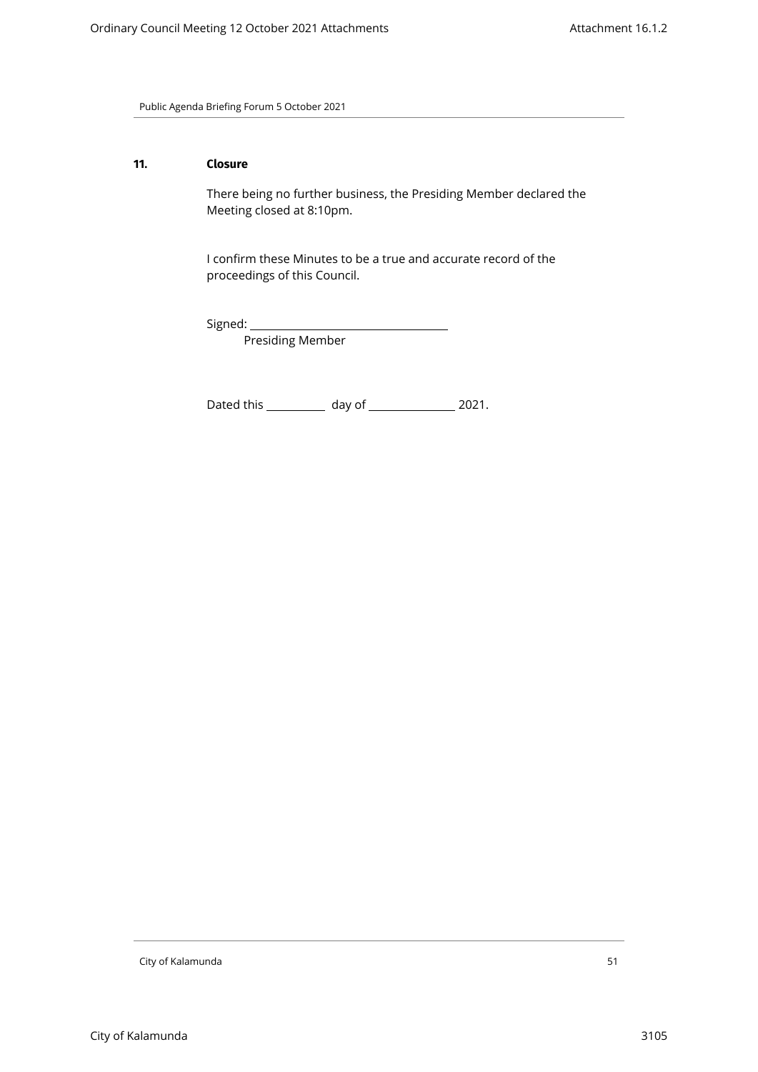## 11. Closure

There being no further business, the Presiding Member declared the Meeting closed at 8:10pm.

I confirm these Minutes to be a true and accurate record of the proceedings of this Council.

Signed: ________________________________

Presiding Member

Dated this __________ day of ______________ 2021.